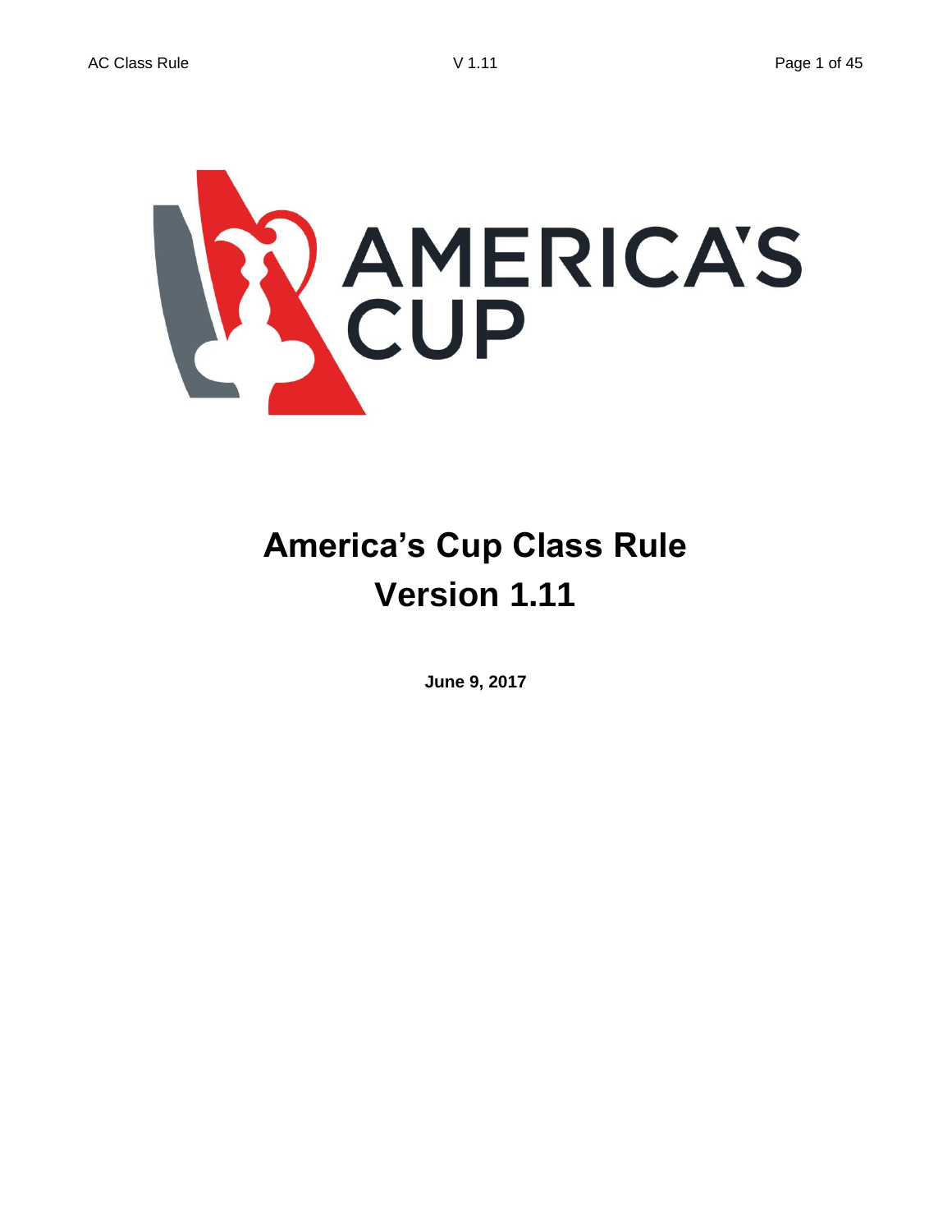# America's Cup Class Rule

# Version 1.11

**June 9, 2017**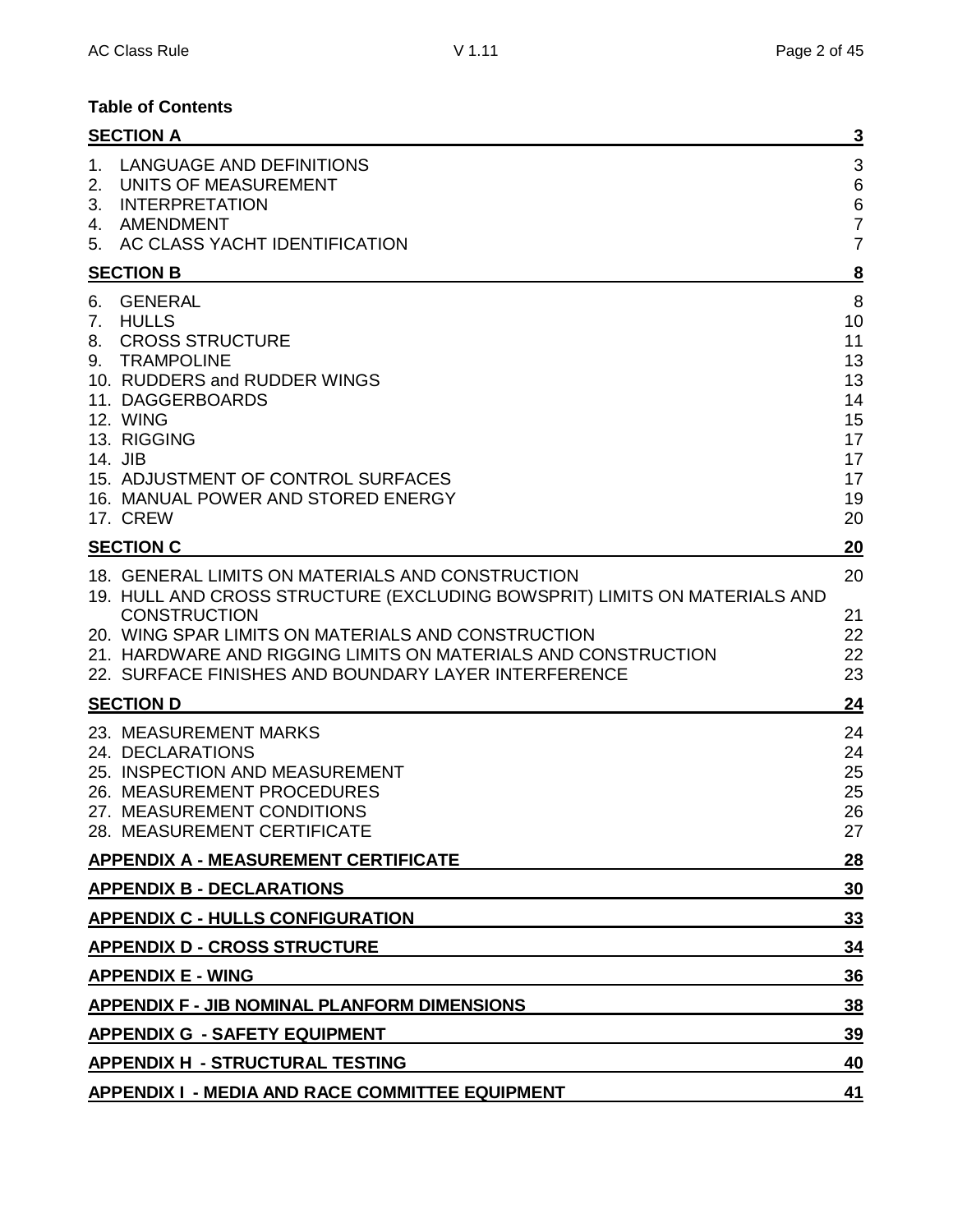**Table of Contents**

| | |
|---|---|
| **SECTION A** | **3** |
| 1. LANGUAGE AND DEFINITIONS | 3 |
| 2. UNITS OF MEASUREMENT | 6 |
| 3. INTERPRETATION | 6 |
| 4. AMENDMENT | 7 |
| 5. AC CLASS YACHT IDENTIFICATION | 7 |
| **SECTION B** | **8** |
| 6. GENERAL | 8 |
| 7. HULLS | 10 |
| 8. CROSS STRUCTURE | 11 |
| 9. TRAMPOLINE | 13 |
| 10. RUDDERS and RUDDER WINGS | 13 |
| 11. DAGGERBOARDS | 14 |
| 12. WING | 15 |
| 13. RIGGING | 17 |
| 14. JIB | 17 |
| 15. ADJUSTMENT OF CONTROL SURFACES | 17 |
| 16. MANUAL POWER AND STORED ENERGY | 19 |
| 17. CREW | 20 |
| **SECTION C** | **20** |
| 18. GENERAL LIMITS ON MATERIALS AND CONSTRUCTION | 20 |
| 19. HULL AND CROSS STRUCTURE (EXCLUDING BOWSPRIT) LIMITS ON MATERIALS AND CONSTRUCTION | 21 |
| 20. WING SPAR LIMITS ON MATERIALS AND CONSTRUCTION | 22 |
| 21. HARDWARE AND RIGGING LIMITS ON MATERIALS AND CONSTRUCTION | 22 |
| 22. SURFACE FINISHES AND BOUNDARY LAYER INTERFERENCE | 23 |
| **SECTION D** | **24** |
| 23. MEASUREMENT MARKS | 24 |
| 24. DECLARATIONS | 24 |
| 25. INSPECTION AND MEASUREMENT | 25 |
| 26. MEASUREMENT PROCEDURES | 25 |
| 27. MEASUREMENT CONDITIONS | 26 |
| 28. MEASUREMENT CERTIFICATE | 27 |
| **APPENDIX A - MEASUREMENT CERTIFICATE** | **28** |
| **APPENDIX B - DECLARATIONS** | **30** |
| **APPENDIX C - HULLS CONFIGURATION** | **33** |
| **APPENDIX D - CROSS STRUCTURE** | **34** |
| **APPENDIX E - WING** | **36** |
| **APPENDIX F - JIB NOMINAL PLANFORM DIMENSIONS** | **38** |
| **APPENDIX G - SAFETY EQUIPMENT** | **39** |
| **APPENDIX H - STRUCTURAL TESTING** | **40** |
| **APPENDIX I - MEDIA AND RACE COMMITTEE EQUIPMENT** | **41** |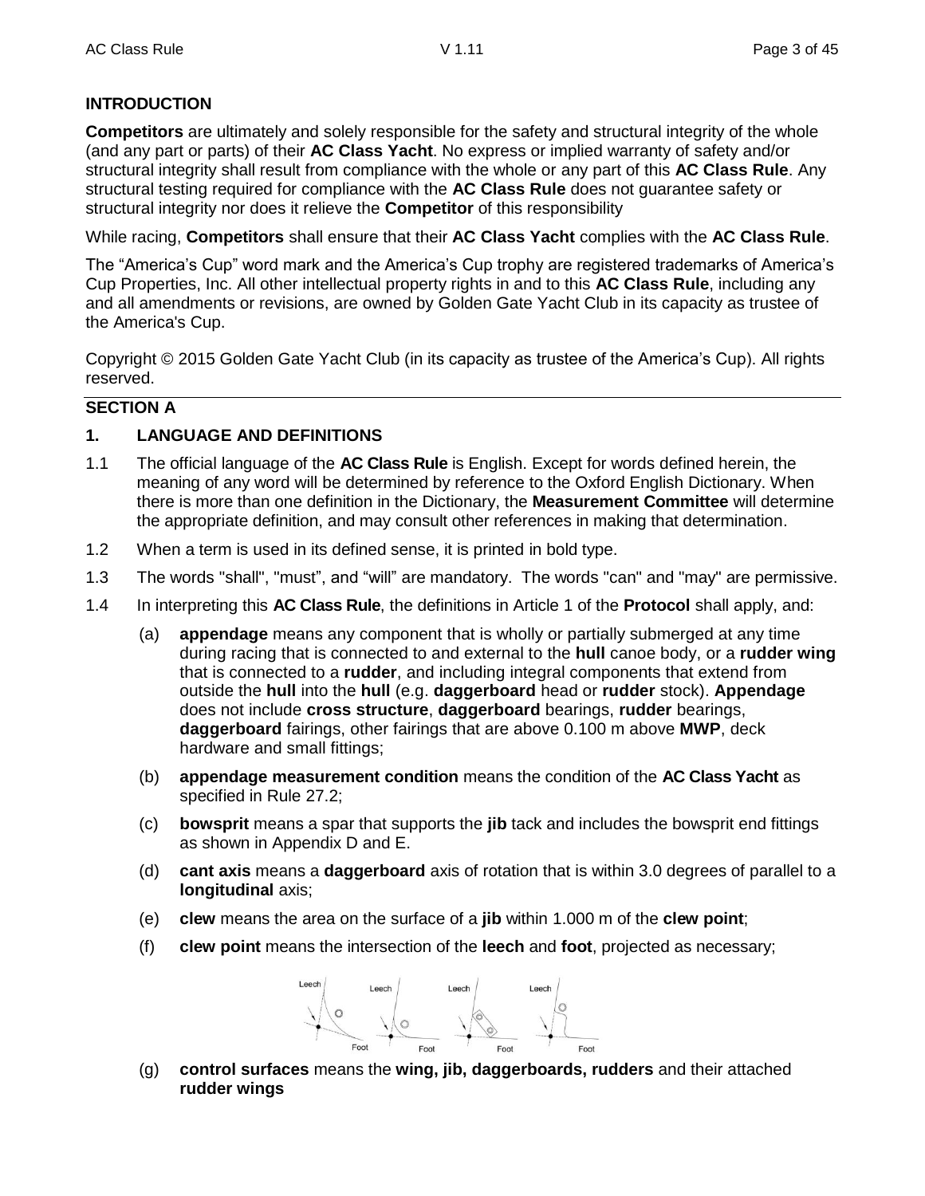## INTRODUCTION

**Competitors** are ultimately and solely responsible for the safety and structural integrity of the whole (and any part or parts) of their **AC Class Yacht**. No express or implied warranty of safety and/or structural integrity shall result from compliance with the whole or any part of this **AC Class Rule**. Any structural testing required for compliance with the **AC Class Rule** does not guarantee safety or structural integrity nor does it relieve the **Competitor** of this responsibility

While racing, **Competitors** shall ensure that their **AC Class Yacht** complies with the **AC Class Rule**.

The "America's Cup" word mark and the America's Cup trophy are registered trademarks of America's Cup Properties, Inc. All other intellectual property rights in and to this **AC Class Rule**, including any and all amendments or revisions, are owned by Golden Gate Yacht Club in its capacity as trustee of the America's Cup.

Copyright © 2015 Golden Gate Yacht Club (in its capacity as trustee of the America's Cup). All rights reserved.

## SECTION A

### 1. LANGUAGE AND DEFINITIONS

1.1 The official language of the **AC Class Rule** is English. Except for words defined herein, the meaning of any word will be determined by reference to the Oxford English Dictionary. When there is more than one definition in the Dictionary, the **Measurement Committee** will determine the appropriate definition, and may consult other references in making that determination.

1.2 When a term is used in its defined sense, it is printed in bold type.

1.3 The words "shall", "must", and "will" are mandatory. The words "can" and "may" are permissive.

1.4 In interpreting this **AC Class Rule**, the definitions in Article 1 of the **Protocol** shall apply, and:

(a) **appendage** means any component that is wholly or partially submerged at any time during racing that is connected to and external to the **hull** canoe body, or a **rudder wing** that is connected to a **rudder**, and including integral components that extend from outside the **hull** into the **hull** (e.g. **daggerboard** head or **rudder** stock). **Appendage** does not include **cross structure**, **daggerboard** bearings, **rudder** bearings, **daggerboard** fairings, other fairings that are above 0.100 m above **MWP**, deck hardware and small fittings;

(b) **appendage measurement condition** means the condition of the **AC Class Yacht** as specified in Rule 27.2;

(c) **bowsprit** means a spar that supports the **jib** tack and includes the bowsprit end fittings as shown in Appendix D and E.

(d) **cant axis** means a **daggerboard** axis of rotation that is within 3.0 degrees of parallel to a **longitudinal** axis;

(e) **clew** means the area on the surface of a **jib** within 1.000 m of the **clew point**;

(f) **clew point** means the intersection of the **leech** and **foot**, projected as necessary;

(g) **control surfaces** means the **wing, jib, daggerboards, rudders** and their attached **rudder wings**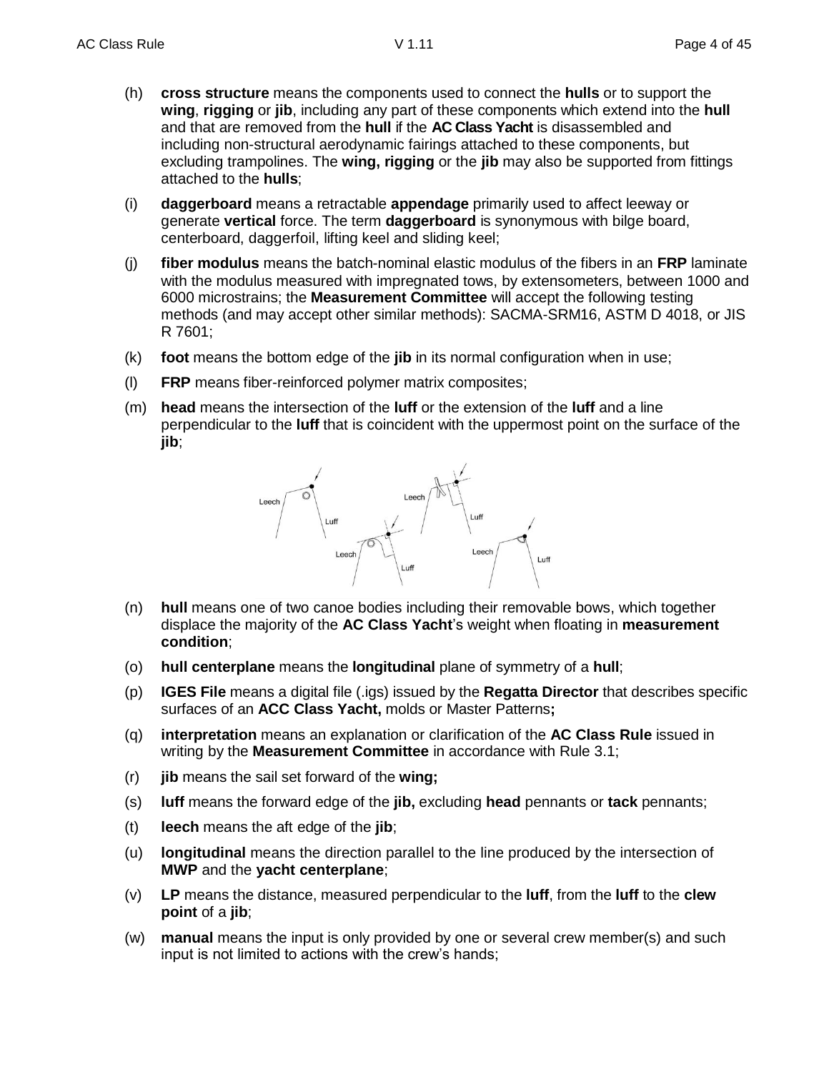(h) **cross structure** means the components used to connect the **hulls** or to support the **wing**, **rigging** or **jib**, including any part of these components which extend into the **hull** and that are removed from the **hull** if the **AC Class Yacht** is disassembled and including non-structural aerodynamic fairings attached to these components, but excluding trampolines. The **wing, rigging** or the **jib** may also be supported from fittings attached to the **hulls**;

(i) **daggerboard** means a retractable **appendage** primarily used to affect leeway or generate **vertical** force. The term **daggerboard** is synonymous with bilge board, centerboard, daggerfoil, lifting keel and sliding keel;

(j) **fiber modulus** means the batch-nominal elastic modulus of the fibers in an **FRP** laminate with the modulus measured with impregnated tows, by extensometers, between 1000 and 6000 microstrains; the **Measurement Committee** will accept the following testing methods (and may accept other similar methods): SACMA-SRM16, ASTM D 4018, or JIS R 7601;

(k) **foot** means the bottom edge of the **jib** in its normal configuration when in use;

(l) **FRP** means fiber-reinforced polymer matrix composites;

(m) **head** means the intersection of the **luff** or the extension of the **luff** and a line perpendicular to the **luff** that is coincident with the uppermost point on the surface of the **jib**;

(n) **hull** means one of two canoe bodies including their removable bows, which together displace the majority of the **AC Class Yacht**'s weight when floating in **measurement condition**;

(o) **hull centerplane** means the **longitudinal** plane of symmetry of a **hull**;

(p) **IGES File** means a digital file (.igs) issued by the **Regatta Director** that describes specific surfaces of an **ACC Class Yacht,** molds or Master Patterns**;**

(q) **interpretation** means an explanation or clarification of the **AC Class Rule** issued in writing by the **Measurement Committee** in accordance with Rule 3.1;

(r) **jib** means the sail set forward of the **wing;**

(s) **luff** means the forward edge of the **jib,** excluding **head** pennants or **tack** pennants;

(t) **leech** means the aft edge of the **jib**;

(u) **longitudinal** means the direction parallel to the line produced by the intersection of **MWP** and the **yacht centerplane**;

(v) **LP** means the distance, measured perpendicular to the **luff**, from the **luff** to the **clew point** of a **jib**;

(w) **manual** means the input is only provided by one or several crew member(s) and such input is not limited to actions with the crew's hands;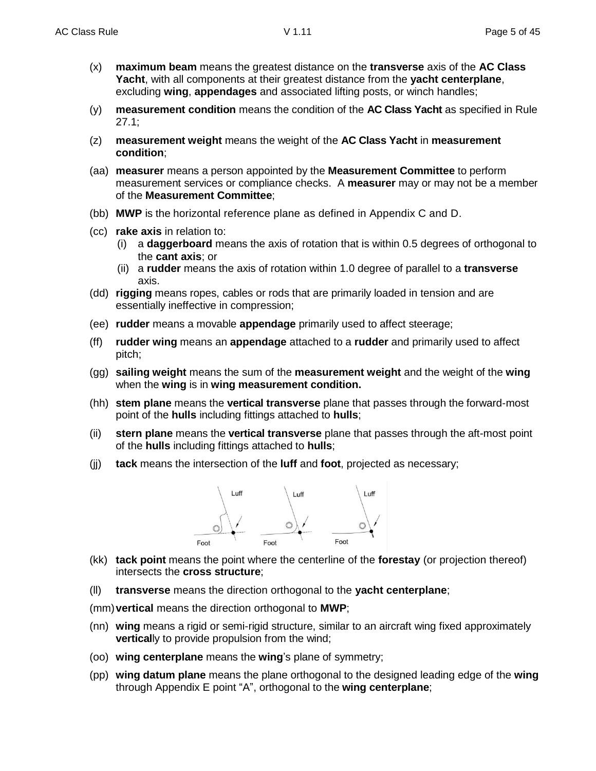(x) **maximum beam** means the greatest distance on the **transverse** axis of the **AC Class Yacht**, with all components at their greatest distance from the **yacht centerplane**, excluding **wing**, **appendages** and associated lifting posts, or winch handles;

(y) **measurement condition** means the condition of the **AC Class Yacht** as specified in Rule 27.1;

(z) **measurement weight** means the weight of the **AC Class Yacht** in **measurement condition**;

(aa) **measurer** means a person appointed by the **Measurement Committee** to perform measurement services or compliance checks. A **measurer** may or may not be a member of the **Measurement Committee**;

(bb) **MWP** is the horizontal reference plane as defined in Appendix C and D.

(cc) **rake axis** in relation to:
   (i) a **daggerboard** means the axis of rotation that is within 0.5 degrees of orthogonal to the **cant axis**; or
   (ii) a **rudder** means the axis of rotation within 1.0 degree of parallel to a **transverse** axis.

(dd) **rigging** means ropes, cables or rods that are primarily loaded in tension and are essentially ineffective in compression;

(ee) **rudder** means a movable **appendage** primarily used to affect steerage;

(ff) **rudder wing** means an **appendage** attached to a **rudder** and primarily used to affect pitch;

(gg) **sailing weight** means the sum of the **measurement weight** and the weight of the **wing** when the **wing** is in **wing measurement condition.**

(hh) **stem plane** means the **vertical transverse** plane that passes through the forward-most point of the **hulls** including fittings attached to **hulls**;

(ii) **stern plane** means the **vertical transverse** plane that passes through the aft-most point of the **hulls** including fittings attached to **hulls**;

(jj) **tack** means the intersection of the **luff** and **foot**, projected as necessary;

Luff Luff Luff

Foot Foot Foot

(kk) **tack point** means the point where the centerline of the **forestay** (or projection thereof) intersects the **cross structure**;

(ll) **transverse** means the direction orthogonal to the **yacht centerplane**;

(mm) **vertical** means the direction orthogonal to **MWP**;

(nn) **wing** means a rigid or semi-rigid structure, similar to an aircraft wing fixed approximately **vertical**ly to provide propulsion from the wind;

(oo) **wing centerplane** means the **wing**'s plane of symmetry;

(pp) **wing datum plane** means the plane orthogonal to the designed leading edge of the **wing** through Appendix E point "A", orthogonal to the **wing centerplane**;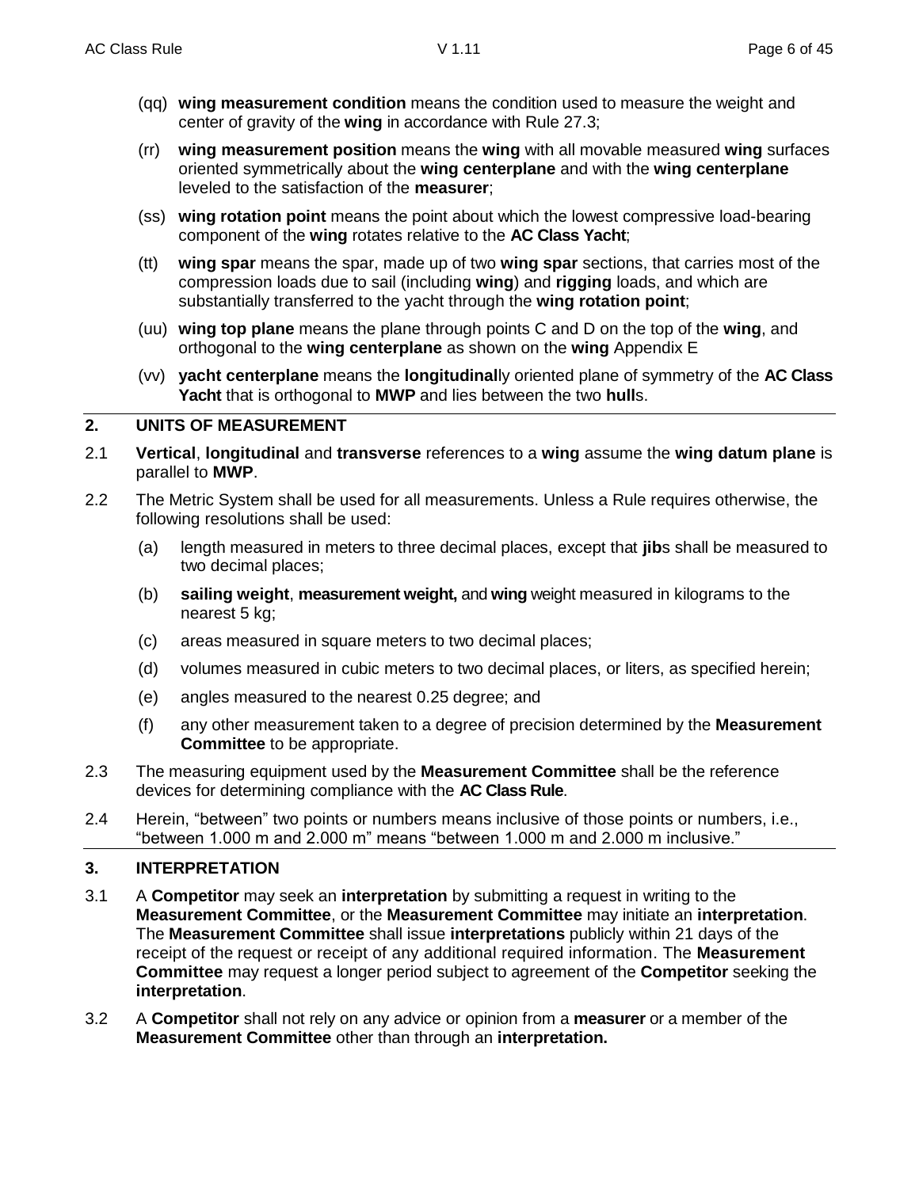(qq) **wing measurement condition** means the condition used to measure the weight and center of gravity of the **wing** in accordance with Rule 27.3;

(rr) **wing measurement position** means the **wing** with all movable measured **wing** surfaces oriented symmetrically about the **wing centerplane** and with the **wing centerplane** leveled to the satisfaction of the **measurer**;

(ss) **wing rotation point** means the point about which the lowest compressive load-bearing component of the **wing** rotates relative to the **AC Class Yacht**;

(tt) **wing spar** means the spar, made up of two **wing spar** sections, that carries most of the compression loads due to sail (including **wing**) and **rigging** loads, and which are substantially transferred to the yacht through the **wing rotation point**;

(uu) **wing top plane** means the plane through points C and D on the top of the **wing**, and orthogonal to the **wing centerplane** as shown on the **wing** Appendix E

(vv) **yacht centerplane** means the **longitudinal**ly oriented plane of symmetry of the **AC Class Yacht** that is orthogonal to **MWP** and lies between the two **hull**s.

## 2. UNITS OF MEASUREMENT

2.1 **Vertical**, **longitudinal** and **transverse** references to a **wing** assume the **wing datum plane** is parallel to **MWP**.

2.2 The Metric System shall be used for all measurements. Unless a Rule requires otherwise, the following resolutions shall be used:

(a) length measured in meters to three decimal places, except that **jib**s shall be measured to two decimal places;

(b) **sailing weight**, **measurement weight,** and **wing** weight measured in kilograms to the nearest 5 kg;

(c) areas measured in square meters to two decimal places;

(d) volumes measured in cubic meters to two decimal places, or liters, as specified herein;

(e) angles measured to the nearest 0.25 degree; and

(f) any other measurement taken to a degree of precision determined by the **Measurement Committee** to be appropriate.

2.3 The measuring equipment used by the **Measurement Committee** shall be the reference devices for determining compliance with the **AC Class Rule**.

2.4 Herein, "between" two points or numbers means inclusive of those points or numbers, i.e., "between 1.000 m and 2.000 m" means "between 1.000 m and 2.000 m inclusive."

## 3. INTERPRETATION

3.1 A **Competitor** may seek an **interpretation** by submitting a request in writing to the **Measurement Committee**, or the **Measurement Committee** may initiate an **interpretation**. The **Measurement Committee** shall issue **interpretations** publicly within 21 days of the receipt of the request or receipt of any additional required information. The **Measurement Committee** may request a longer period subject to agreement of the **Competitor** seeking the **interpretation**.

3.2 A **Competitor** shall not rely on any advice or opinion from a **measurer** or a member of the **Measurement Committee** other than through an **interpretation.**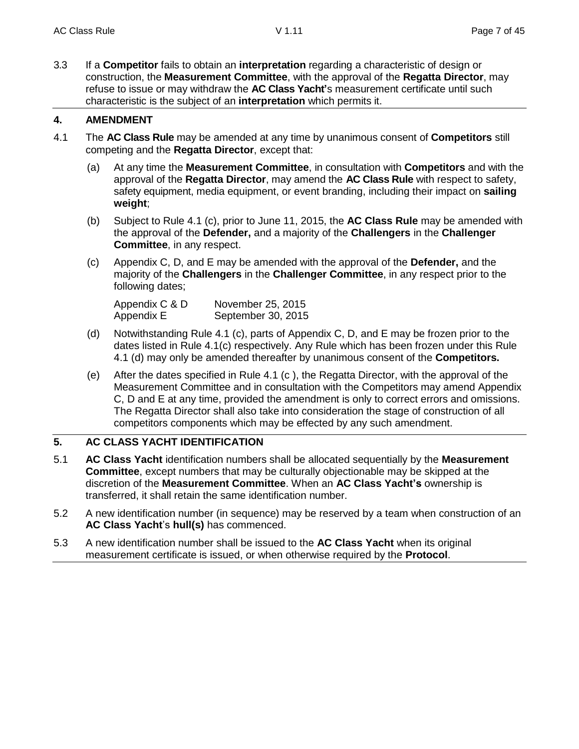3.3 If a **Competitor** fails to obtain an **interpretation** regarding a characteristic of design or construction, the **Measurement Committee**, with the approval of the **Regatta Director**, may refuse to issue or may withdraw the **AC Class Yacht'**s measurement certificate until such characteristic is the subject of an **interpretation** which permits it.

## 4. AMENDMENT

4.1 The **AC Class Rule** may be amended at any time by unanimous consent of **Competitors** still competing and the **Regatta Director**, except that:

(a) At any time the **Measurement Committee**, in consultation with **Competitors** and with the approval of the **Regatta Director**, may amend the **AC Class Rule** with respect to safety, safety equipment, media equipment, or event branding, including their impact on **sailing weight**;

(b) Subject to Rule 4.1 (c), prior to June 11, 2015, the **AC Class Rule** may be amended with the approval of the **Defender,** and a majority of the **Challengers** in the **Challenger Committee**, in any respect.

(c) Appendix C, D, and E may be amended with the approval of the **Defender,** and the majority of the **Challengers** in the **Challenger Committee**, in any respect prior to the following dates;

| | |
|---|---|
| Appendix C & D | November 25, 2015 |
| Appendix E | September 30, 2015 |

(d) Notwithstanding Rule 4.1 (c), parts of Appendix C, D, and E may be frozen prior to the dates listed in Rule 4.1(c) respectively. Any Rule which has been frozen under this Rule 4.1 (d) may only be amended thereafter by unanimous consent of the **Competitors.**

(e) After the dates specified in Rule 4.1 (c ), the Regatta Director, with the approval of the Measurement Committee and in consultation with the Competitors may amend Appendix C, D and E at any time, provided the amendment is only to correct errors and omissions. The Regatta Director shall also take into consideration the stage of construction of all competitors components which may be effected by any such amendment.

## 5. AC CLASS YACHT IDENTIFICATION

5.1 **AC Class Yacht** identification numbers shall be allocated sequentially by the **Measurement Committee**, except numbers that may be culturally objectionable may be skipped at the discretion of the **Measurement Committee**. When an **AC Class Yacht's** ownership is transferred, it shall retain the same identification number.

5.2 A new identification number (in sequence) may be reserved by a team when construction of an **AC Class Yacht**'s **hull(s)** has commenced.

5.3 A new identification number shall be issued to the **AC Class Yacht** when its original measurement certificate is issued, or when otherwise required by the **Protocol**.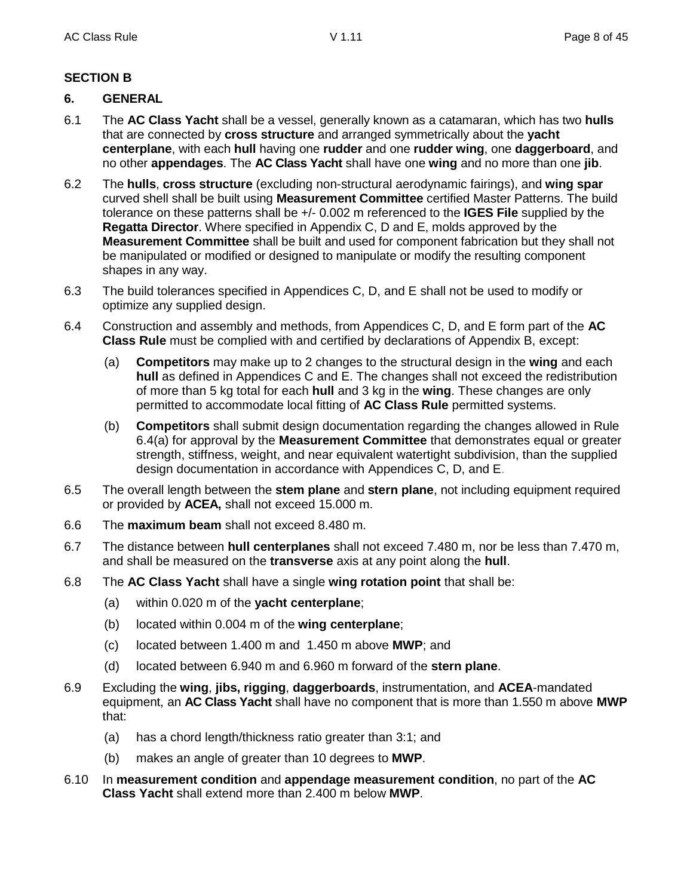## SECTION B

### 6. GENERAL

6.1 The **AC Class Yacht** shall be a vessel, generally known as a catamaran, which has two **hulls** that are connected by **cross structure** and arranged symmetrically about the **yacht centerplane**, with each **hull** having one **rudder** and one **rudder wing**, one **daggerboard**, and no other **appendages**. The **AC Class Yacht** shall have one **wing** and no more than one **jib**.

6.2 The **hulls**, **cross structure** (excluding non-structural aerodynamic fairings), and **wing spar** curved shell shall be built using **Measurement Committee** certified Master Patterns. The build tolerance on these patterns shall be +/- 0.002 m referenced to the **IGES File** supplied by the **Regatta Director**. Where specified in Appendix C, D and E, molds approved by the **Measurement Committee** shall be built and used for component fabrication but they shall not be manipulated or modified or designed to manipulate or modify the resulting component shapes in any way.

6.3 The build tolerances specified in Appendices C, D, and E shall not be used to modify or optimize any supplied design.

6.4 Construction and assembly and methods, from Appendices C, D, and E form part of the **AC Class Rule** must be complied with and certified by declarations of Appendix B, except:

(a) **Competitors** may make up to 2 changes to the structural design in the **wing** and each **hull** as defined in Appendices C and E. The changes shall not exceed the redistribution of more than 5 kg total for each **hull** and 3 kg in the **wing**. These changes are only permitted to accommodate local fitting of **AC Class Rule** permitted systems.

(b) **Competitors** shall submit design documentation regarding the changes allowed in Rule 6.4(a) for approval by the **Measurement Committee** that demonstrates equal or greater strength, stiffness, weight, and near equivalent watertight subdivision, than the supplied design documentation in accordance with Appendices C, D, and E.

6.5 The overall length between the **stem plane** and **stern plane**, not including equipment required or provided by **ACEA,** shall not exceed 15.000 m.

6.6 The **maximum beam** shall not exceed 8.480 m.

6.7 The distance between **hull centerplanes** shall not exceed 7.480 m, nor be less than 7.470 m, and shall be measured on the **transverse** axis at any point along the **hull**.

6.8 The **AC Class Yacht** shall have a single **wing rotation point** that shall be:

(a) within 0.020 m of the **yacht centerplane**;

(b) located within 0.004 m of the **wing centerplane**;

(c) located between 1.400 m and 1.450 m above **MWP**; and

(d) located between 6.940 m and 6.960 m forward of the **stern plane**.

6.9 Excluding the **wing**, **jibs, rigging**, **daggerboards**, instrumentation, and **ACEA**-mandated equipment, an **AC Class Yacht** shall have no component that is more than 1.550 m above **MWP** that:

(a) has a chord length/thickness ratio greater than 3:1; and

(b) makes an angle of greater than 10 degrees to **MWP**.

6.10 In **measurement condition** and **appendage measurement condition**, no part of the **AC Class Yacht** shall extend more than 2.400 m below **MWP**.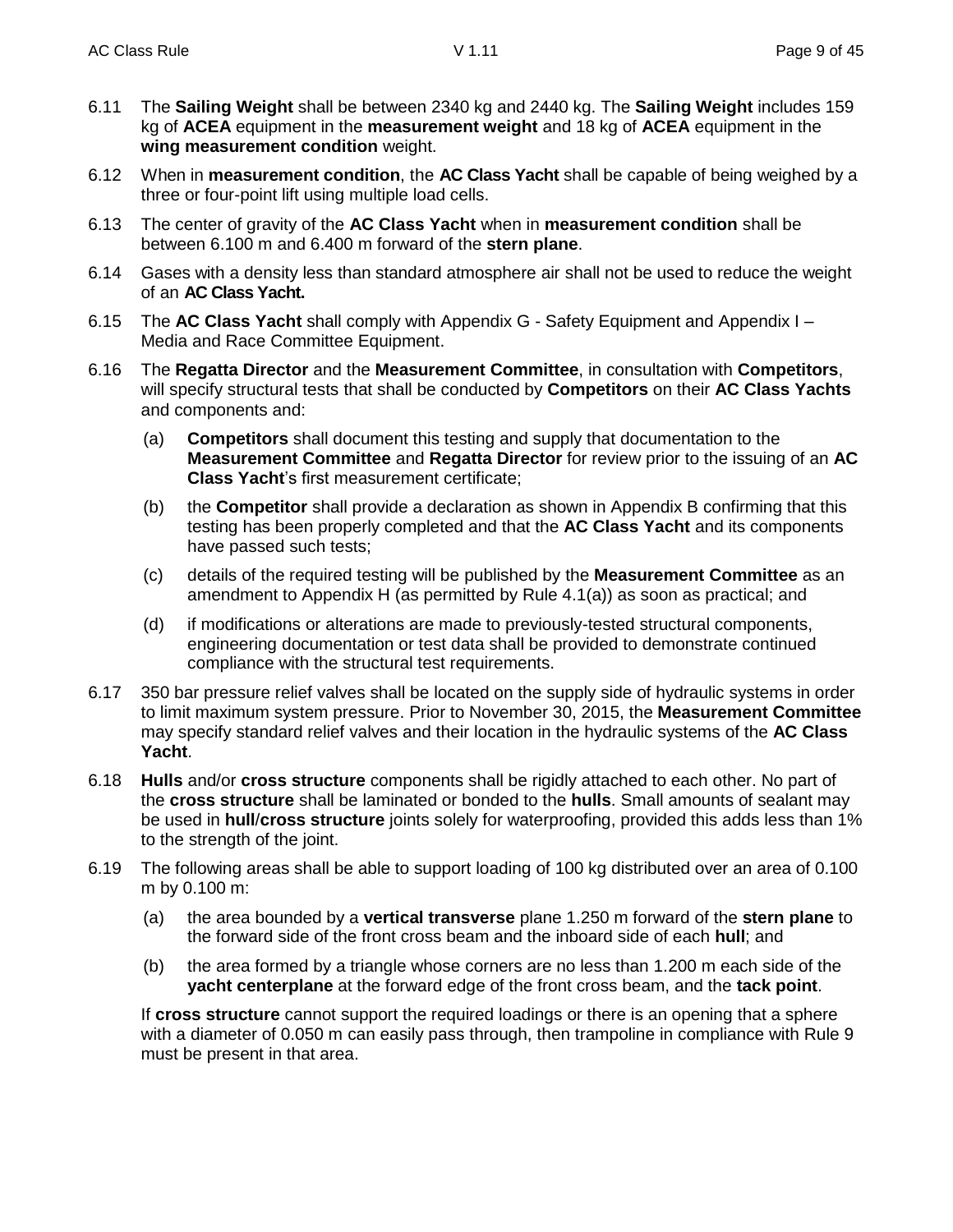6.11 The **Sailing Weight** shall be between 2340 kg and 2440 kg. The **Sailing Weight** includes 159 kg of **ACEA** equipment in the **measurement weight** and 18 kg of **ACEA** equipment in the **wing measurement condition** weight.

6.12 When in **measurement condition**, the **AC Class Yacht** shall be capable of being weighed by a three or four-point lift using multiple load cells.

6.13 The center of gravity of the **AC Class Yacht** when in **measurement condition** shall be between 6.100 m and 6.400 m forward of the **stern plane**.

6.14 Gases with a density less than standard atmosphere air shall not be used to reduce the weight of an **AC Class Yacht.**

6.15 The **AC Class Yacht** shall comply with Appendix G - Safety Equipment and Appendix I – Media and Race Committee Equipment.

6.16 The **Regatta Director** and the **Measurement Committee**, in consultation with **Competitors**, will specify structural tests that shall be conducted by **Competitors** on their **AC Class Yachts** and components and:

(a) **Competitors** shall document this testing and supply that documentation to the **Measurement Committee** and **Regatta Director** for review prior to the issuing of an **AC Class Yacht**'s first measurement certificate;

(b) the **Competitor** shall provide a declaration as shown in Appendix B confirming that this testing has been properly completed and that the **AC Class Yacht** and its components have passed such tests;

(c) details of the required testing will be published by the **Measurement Committee** as an amendment to Appendix H (as permitted by Rule 4.1(a)) as soon as practical; and

(d) if modifications or alterations are made to previously-tested structural components, engineering documentation or test data shall be provided to demonstrate continued compliance with the structural test requirements.

6.17 350 bar pressure relief valves shall be located on the supply side of hydraulic systems in order to limit maximum system pressure. Prior to November 30, 2015, the **Measurement Committee** may specify standard relief valves and their location in the hydraulic systems of the **AC Class Yacht**.

6.18 **Hulls** and/or **cross structure** components shall be rigidly attached to each other. No part of the **cross structure** shall be laminated or bonded to the **hulls**. Small amounts of sealant may be used in **hull**/**cross structure** joints solely for waterproofing, provided this adds less than 1% to the strength of the joint.

6.19 The following areas shall be able to support loading of 100 kg distributed over an area of 0.100 m by 0.100 m:

(a) the area bounded by a **vertical transverse** plane 1.250 m forward of the **stern plane** to the forward side of the front cross beam and the inboard side of each **hull**; and

(b) the area formed by a triangle whose corners are no less than 1.200 m each side of the **yacht centerplane** at the forward edge of the front cross beam, and the **tack point**.

If **cross structure** cannot support the required loadings or there is an opening that a sphere with a diameter of 0.050 m can easily pass through, then trampoline in compliance with Rule 9 must be present in that area.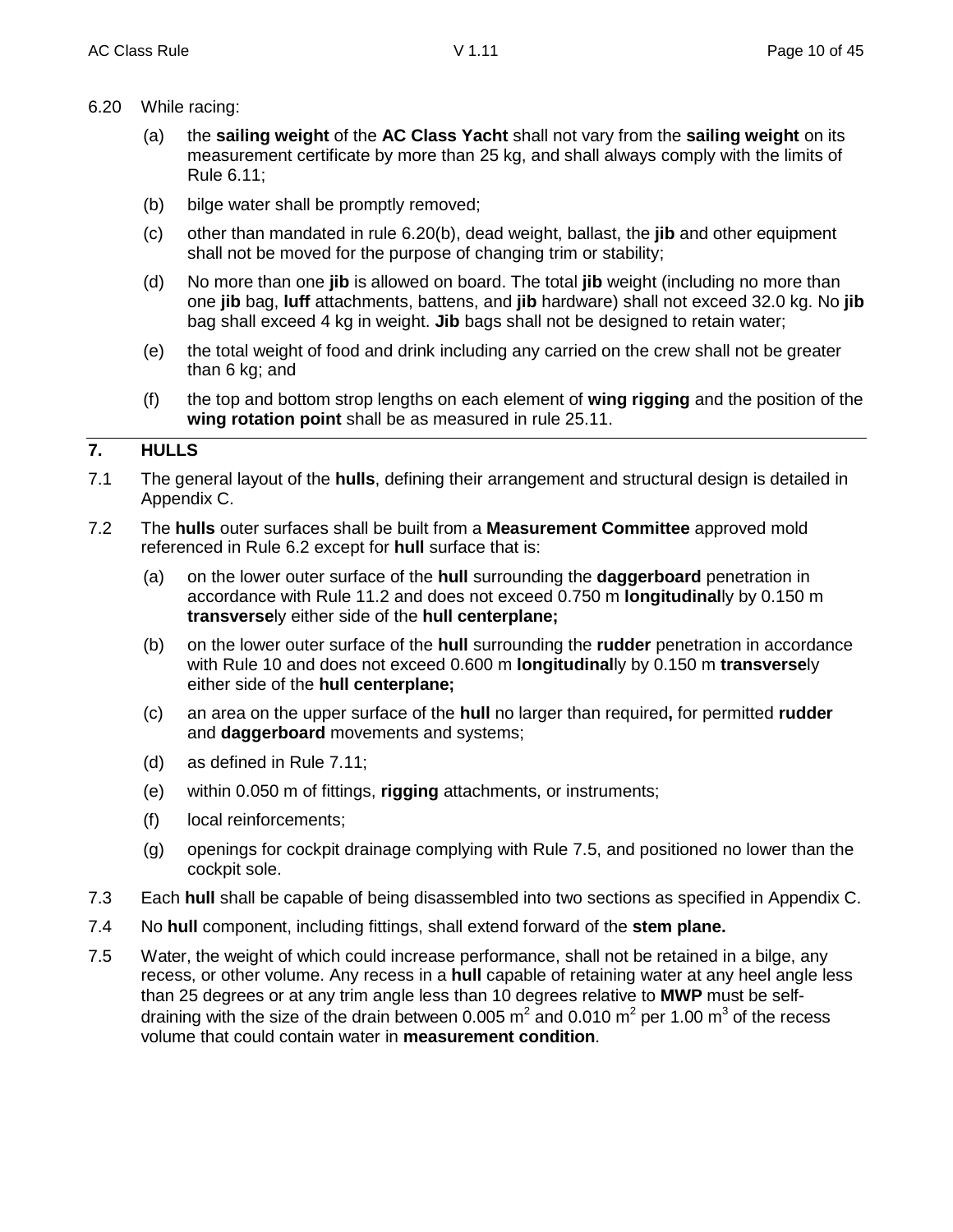6.20 While racing:

(a) the **sailing weight** of the **AC Class Yacht** shall not vary from the **sailing weight** on its measurement certificate by more than 25 kg, and shall always comply with the limits of Rule 6.11;

(b) bilge water shall be promptly removed;

(c) other than mandated in rule 6.20(b), dead weight, ballast, the **jib** and other equipment shall not be moved for the purpose of changing trim or stability;

(d) No more than one **jib** is allowed on board. The total **jib** weight (including no more than one **jib** bag, **luff** attachments, battens, and **jib** hardware) shall not exceed 32.0 kg. No **jib** bag shall exceed 4 kg in weight. **Jib** bags shall not be designed to retain water;

(e) the total weight of food and drink including any carried on the crew shall not be greater than 6 kg; and

(f) the top and bottom strop lengths on each element of **wing rigging** and the position of the **wing rotation point** shall be as measured in rule 25.11.

## 7. HULLS

7.1 The general layout of the **hulls**, defining their arrangement and structural design is detailed in Appendix C.

7.2 The **hulls** outer surfaces shall be built from a **Measurement Committee** approved mold referenced in Rule 6.2 except for **hull** surface that is:

(a) on the lower outer surface of the **hull** surrounding the **daggerboard** penetration in accordance with Rule 11.2 and does not exceed 0.750 m **longitudinal**ly by 0.150 m **transverse**ly either side of the **hull centerplane;**

(b) on the lower outer surface of the **hull** surrounding the **rudder** penetration in accordance with Rule 10 and does not exceed 0.600 m **longitudinal**ly by 0.150 m **transverse**ly either side of the **hull centerplane;**

(c) an area on the upper surface of the **hull** no larger than required**,** for permitted **rudder** and **daggerboard** movements and systems;

(d) as defined in Rule 7.11;

(e) within 0.050 m of fittings, **rigging** attachments, or instruments;

(f) local reinforcements;

(g) openings for cockpit drainage complying with Rule 7.5, and positioned no lower than the cockpit sole.

7.3 Each **hull** shall be capable of being disassembled into two sections as specified in Appendix C.

7.4 No **hull** component, including fittings, shall extend forward of the **stem plane.**

7.5 Water, the weight of which could increase performance, shall not be retained in a bilge, any recess, or other volume. Any recess in a **hull** capable of retaining water at any heel angle less than 25 degrees or at any trim angle less than 10 degrees relative to **MWP** must be self-draining with the size of the drain between 0.005 $m^2$ and 0.010 $m^2$ per 1.00 $m^3$ of the recess volume that could contain water in **measurement condition**.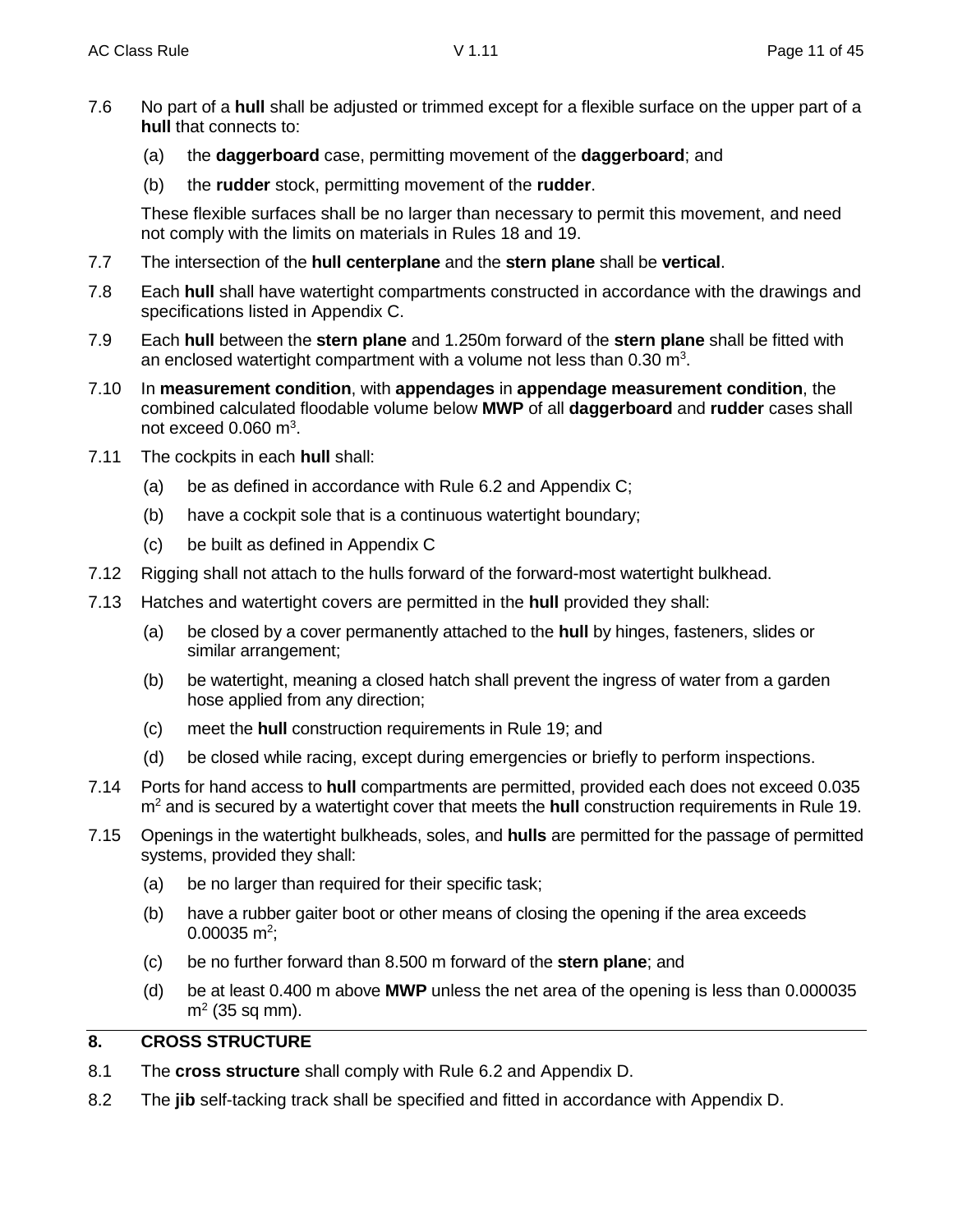7.6 No part of a **hull** shall be adjusted or trimmed except for a flexible surface on the upper part of a **hull** that connects to:

(a) the **daggerboard** case, permitting movement of the **daggerboard**; and

(b) the **rudder** stock, permitting movement of the **rudder**.

These flexible surfaces shall be no larger than necessary to permit this movement, and need not comply with the limits on materials in Rules 18 and 19.

7.7 The intersection of the **hull centerplane** and the **stern plane** shall be **vertical**.

7.8 Each **hull** shall have watertight compartments constructed in accordance with the drawings and specifications listed in Appendix C.

7.9 Each **hull** between the **stern plane** and 1.250m forward of the **stern plane** shall be fitted with an enclosed watertight compartment with a volume not less than 0.30 $m^3$.

7.10 In **measurement condition**, with **appendages** in **appendage measurement condition**, the combined calculated floodable volume below **MWP** of all **daggerboard** and **rudder** cases shall not exceed 0.060 $m^3$.

7.11 The cockpits in each **hull** shall:

(a) be as defined in accordance with Rule 6.2 and Appendix C;

(b) have a cockpit sole that is a continuous watertight boundary;

(c) be built as defined in Appendix C

7.12 Rigging shall not attach to the hulls forward of the forward-most watertight bulkhead.

7.13 Hatches and watertight covers are permitted in the **hull** provided they shall:

(a) be closed by a cover permanently attached to the **hull** by hinges, fasteners, slides or similar arrangement;

(b) be watertight, meaning a closed hatch shall prevent the ingress of water from a garden hose applied from any direction;

(c) meet the **hull** construction requirements in Rule 19; and

(d) be closed while racing, except during emergencies or briefly to perform inspections.

7.14 Ports for hand access to **hull** compartments are permitted, provided each does not exceed 0.035 $m^2$ and is secured by a watertight cover that meets the **hull** construction requirements in Rule 19.

7.15 Openings in the watertight bulkheads, soles, and **hulls** are permitted for the passage of permitted systems, provided they shall:

(a) be no larger than required for their specific task;

(b) have a rubber gaiter boot or other means of closing the opening if the area exceeds 0.00035 $m^2$;

(c) be no further forward than 8.500 m forward of the **stern plane**; and

(d) be at least 0.400 m above **MWP** unless the net area of the opening is less than 0.000035 $m^2$ (35 sq mm).

## 8. CROSS STRUCTURE

8.1 The **cross structure** shall comply with Rule 6.2 and Appendix D.

8.2 The **jib** self-tacking track shall be specified and fitted in accordance with Appendix D.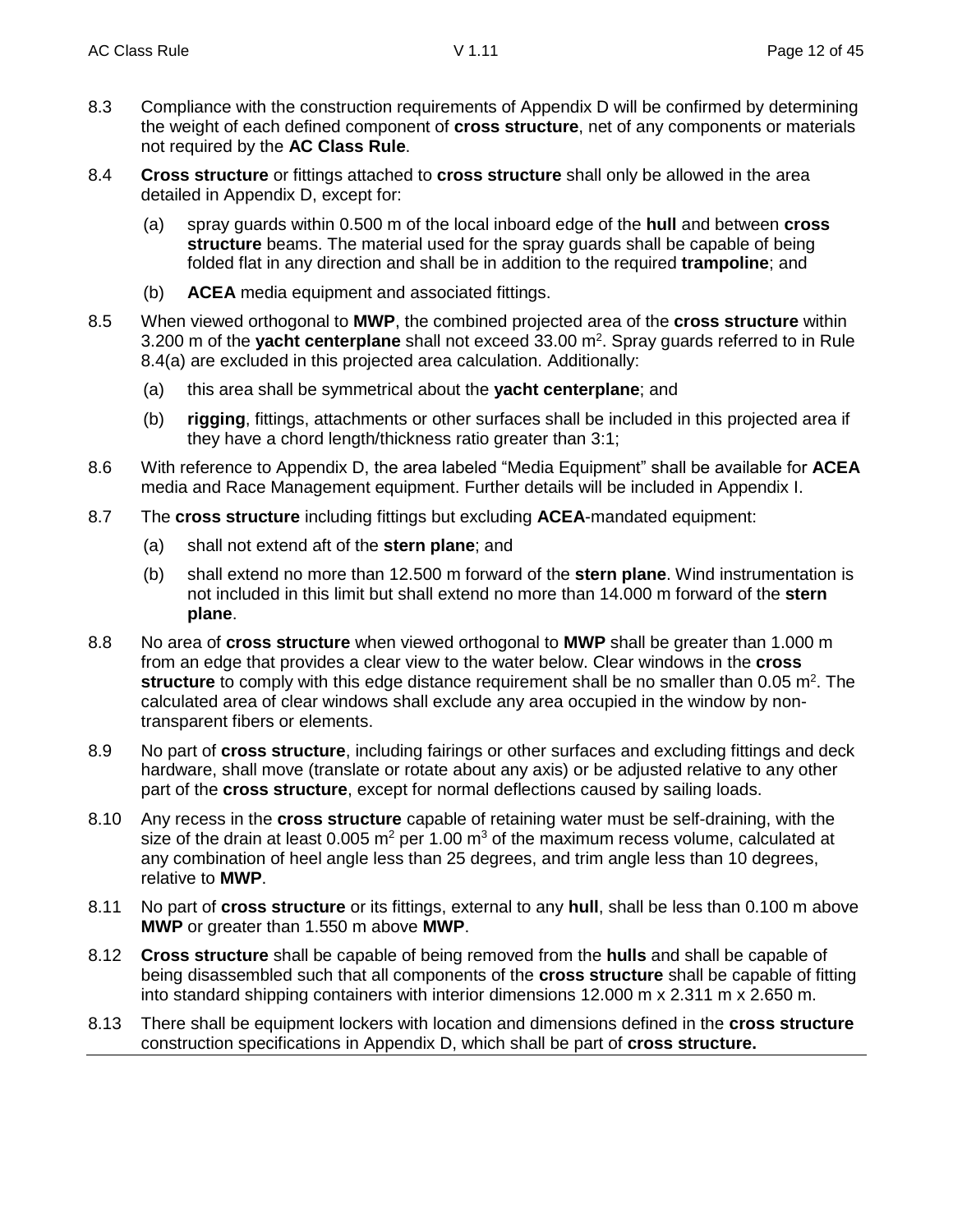8.3 Compliance with the construction requirements of Appendix D will be confirmed by determining the weight of each defined component of **cross structure**, net of any components or materials not required by the **AC Class Rule**.

8.4 **Cross structure** or fittings attached to **cross structure** shall only be allowed in the area detailed in Appendix D, except for:

(a) spray guards within 0.500 m of the local inboard edge of the **hull** and between **cross structure** beams. The material used for the spray guards shall be capable of being folded flat in any direction and shall be in addition to the required **trampoline**; and

(b) **ACEA** media equipment and associated fittings.

8.5 When viewed orthogonal to **MWP**, the combined projected area of the **cross structure** within 3.200 m of the **yacht centerplane** shall not exceed 33.00 $m^2$. Spray guards referred to in Rule 8.4(a) are excluded in this projected area calculation. Additionally:

(a) this area shall be symmetrical about the **yacht centerplane**; and

(b) **rigging**, fittings, attachments or other surfaces shall be included in this projected area if they have a chord length/thickness ratio greater than 3:1;

8.6 With reference to Appendix D, the area labeled "Media Equipment" shall be available for **ACEA** media and Race Management equipment. Further details will be included in Appendix I.

8.7 The **cross structure** including fittings but excluding **ACEA**-mandated equipment:

(a) shall not extend aft of the **stern plane**; and

(b) shall extend no more than 12.500 m forward of the **stern plane**. Wind instrumentation is not included in this limit but shall extend no more than 14.000 m forward of the **stern plane**.

8.8 No area of **cross structure** when viewed orthogonal to **MWP** shall be greater than 1.000 m from an edge that provides a clear view to the water below. Clear windows in the **cross structure** to comply with this edge distance requirement shall be no smaller than 0.05 $m^2$. The calculated area of clear windows shall exclude any area occupied in the window by non-transparent fibers or elements.

8.9 No part of **cross structure**, including fairings or other surfaces and excluding fittings and deck hardware, shall move (translate or rotate about any axis) or be adjusted relative to any other part of the **cross structure**, except for normal deflections caused by sailing loads.

8.10 Any recess in the **cross structure** capable of retaining water must be self-draining, with the size of the drain at least 0.005 $m^2$ per 1.00 $m^3$ of the maximum recess volume, calculated at any combination of heel angle less than 25 degrees, and trim angle less than 10 degrees, relative to **MWP**.

8.11 No part of **cross structure** or its fittings, external to any **hull**, shall be less than 0.100 m above **MWP** or greater than 1.550 m above **MWP**.

8.12 **Cross structure** shall be capable of being removed from the **hulls** and shall be capable of being disassembled such that all components of the **cross structure** shall be capable of fitting into standard shipping containers with interior dimensions 12.000 m x 2.311 m x 2.650 m.

8.13 There shall be equipment lockers with location and dimensions defined in the **cross structure** construction specifications in Appendix D, which shall be part of **cross structure.**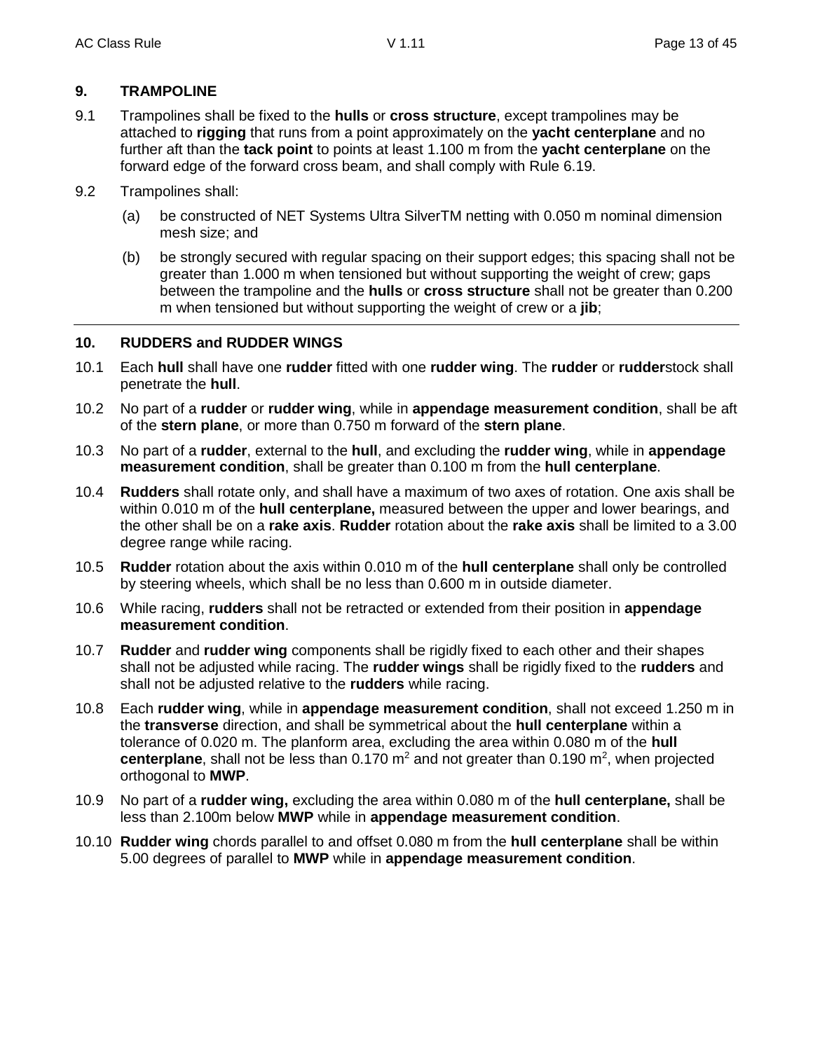## 9. TRAMPOLINE

9.1 Trampolines shall be fixed to the **hulls** or **cross structure**, except trampolines may be attached to **rigging** that runs from a point approximately on the **yacht centerplane** and no further aft than the **tack point** to points at least 1.100 m from the **yacht centerplane** on the forward edge of the forward cross beam, and shall comply with Rule 6.19.

9.2 Trampolines shall:

(a) be constructed of NET Systems Ultra SilverTM netting with 0.050 m nominal dimension mesh size; and

(b) be strongly secured with regular spacing on their support edges; this spacing shall not be greater than 1.000 m when tensioned but without supporting the weight of crew; gaps between the trampoline and the **hulls** or **cross structure** shall not be greater than 0.200 m when tensioned but without supporting the weight of crew or a **jib**;

---

## 10. RUDDERS and RUDDER WINGS

10.1 Each **hull** shall have one **rudder** fitted with one **rudder wing**. The **rudder** or **rudder**stock shall penetrate the **hull**.

10.2 No part of a **rudder** or **rudder wing**, while in **appendage measurement condition**, shall be aft of the **stern plane**, or more than 0.750 m forward of the **stern plane**.

10.3 No part of a **rudder**, external to the **hull**, and excluding the **rudder wing**, while in **appendage measurement condition**, shall be greater than 0.100 m from the **hull centerplane**.

10.4 **Rudders** shall rotate only, and shall have a maximum of two axes of rotation. One axis shall be within 0.010 m of the **hull centerplane,** measured between the upper and lower bearings, and the other shall be on a **rake axis**. **Rudder** rotation about the **rake axis** shall be limited to a 3.00 degree range while racing.

10.5 **Rudder** rotation about the axis within 0.010 m of the **hull centerplane** shall only be controlled by steering wheels, which shall be no less than 0.600 m in outside diameter.

10.6 While racing, **rudders** shall not be retracted or extended from their position in **appendage measurement condition**.

10.7 **Rudder** and **rudder wing** components shall be rigidly fixed to each other and their shapes shall not be adjusted while racing. The **rudder wings** shall be rigidly fixed to the **rudders** and shall not be adjusted relative to the **rudders** while racing.

10.8 Each **rudder wing**, while in **appendage measurement condition**, shall not exceed 1.250 m in the **transverse** direction, and shall be symmetrical about the **hull centerplane** within a tolerance of 0.020 m. The planform area, excluding the area within 0.080 m of the **hull centerplane**, shall not be less than 0.170 $m^2$ and not greater than 0.190 $m^2$, when projected orthogonal to **MWP**.

10.9 No part of a **rudder wing,** excluding the area within 0.080 m of the **hull centerplane,** shall be less than 2.100m below **MWP** while in **appendage measurement condition**.

10.10 **Rudder wing** chords parallel to and offset 0.080 m from the **hull centerplane** shall be within 5.00 degrees of parallel to **MWP** while in **appendage measurement condition**.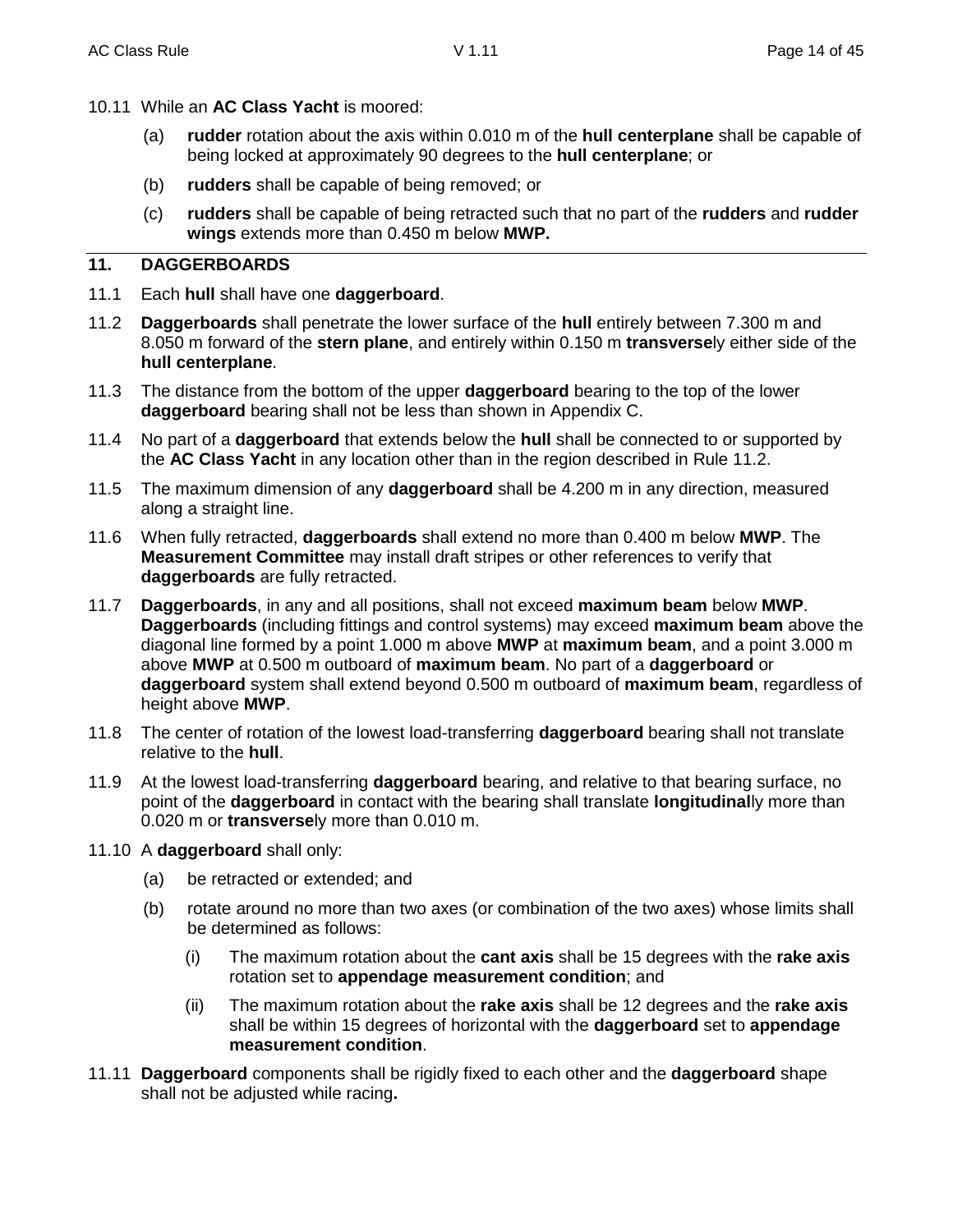10.11 While an **AC Class Yacht** is moored:

- (a) **rudder** rotation about the axis within 0.010 m of the **hull centerplane** shall be capable of being locked at approximately 90 degrees to the **hull centerplane**; or
- (b) **rudders** shall be capable of being removed; or
- (c) **rudders** shall be capable of being retracted such that no part of the **rudders** and **rudder wings** extends more than 0.450 m below **MWP.**

## 11. DAGGERBOARDS

11.1 Each **hull** shall have one **daggerboard**.

11.2 **Daggerboards** shall penetrate the lower surface of the **hull** entirely between 7.300 m and 8.050 m forward of the **stern plane**, and entirely within 0.150 m **transverse**ly either side of the **hull centerplane**.

11.3 The distance from the bottom of the upper **daggerboard** bearing to the top of the lower **daggerboard** bearing shall not be less than shown in Appendix C.

11.4 No part of a **daggerboard** that extends below the **hull** shall be connected to or supported by the **AC Class Yacht** in any location other than in the region described in Rule 11.2.

11.5 The maximum dimension of any **daggerboard** shall be 4.200 m in any direction, measured along a straight line.

11.6 When fully retracted, **daggerboards** shall extend no more than 0.400 m below **MWP**. The **Measurement Committee** may install draft stripes or other references to verify that **daggerboards** are fully retracted.

11.7 **Daggerboards**, in any and all positions, shall not exceed **maximum beam** below **MWP**. **Daggerboards** (including fittings and control systems) may exceed **maximum beam** above the diagonal line formed by a point 1.000 m above **MWP** at **maximum beam**, and a point 3.000 m above **MWP** at 0.500 m outboard of **maximum beam**. No part of a **daggerboard** or **daggerboard** system shall extend beyond 0.500 m outboard of **maximum beam**, regardless of height above **MWP**.

11.8 The center of rotation of the lowest load-transferring **daggerboard** bearing shall not translate relative to the **hull**.

11.9 At the lowest load-transferring **daggerboard** bearing, and relative to that bearing surface, no point of the **daggerboard** in contact with the bearing shall translate **longitudinal**ly more than 0.020 m or **transverse**ly more than 0.010 m.

11.10 A **daggerboard** shall only:

- (a) be retracted or extended; and
- (b) rotate around no more than two axes (or combination of the two axes) whose limits shall be determined as follows:
  - (i) The maximum rotation about the **cant axis** shall be 15 degrees with the **rake axis** rotation set to **appendage measurement condition**; and
  - (ii) The maximum rotation about the **rake axis** shall be 12 degrees and the **rake axis** shall be within 15 degrees of horizontal with the **daggerboard** set to **appendage measurement condition**.

11.11 **Daggerboard** components shall be rigidly fixed to each other and the **daggerboard** shape shall not be adjusted while racing**.**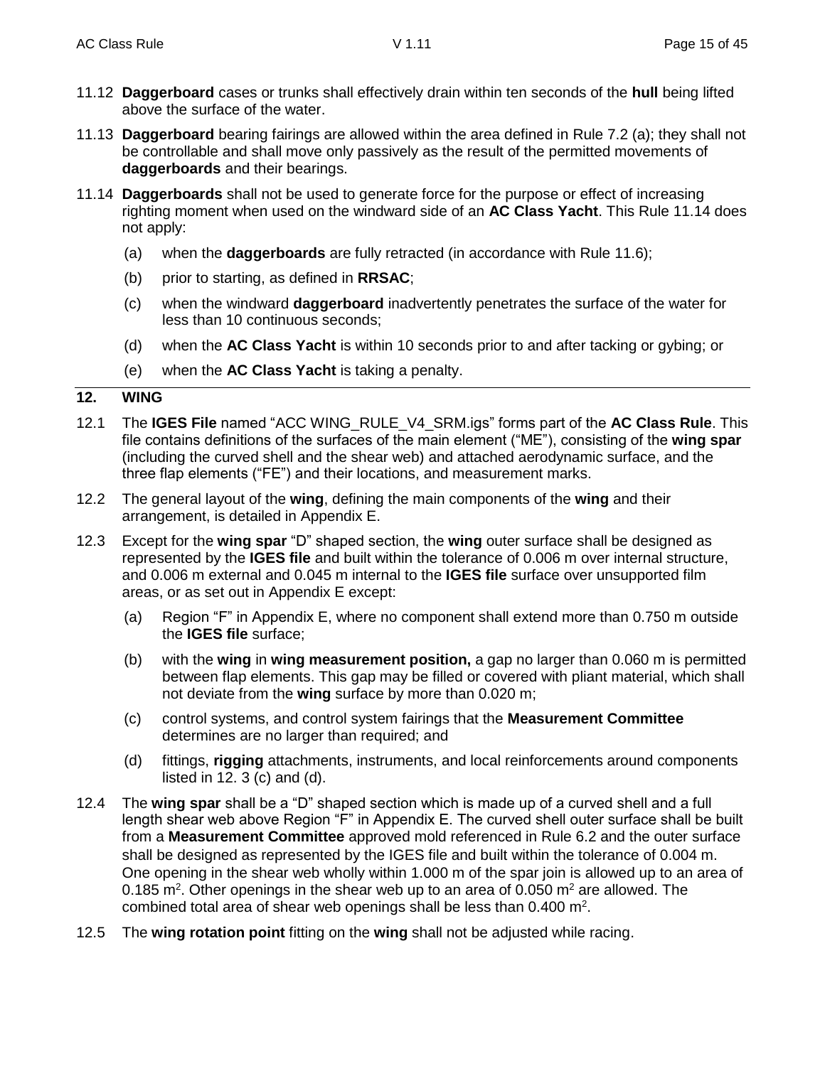11.12 **Daggerboard** cases or trunks shall effectively drain within ten seconds of the **hull** being lifted above the surface of the water.

11.13 **Daggerboard** bearing fairings are allowed within the area defined in Rule 7.2 (a); they shall not be controllable and shall move only passively as the result of the permitted movements of **daggerboards** and their bearings.

11.14 **Daggerboards** shall not be used to generate force for the purpose or effect of increasing righting moment when used on the windward side of an **AC Class Yacht**. This Rule 11.14 does not apply:

(a) when the **daggerboards** are fully retracted (in accordance with Rule 11.6);

(b) prior to starting, as defined in **RRSAC**;

(c) when the windward **daggerboard** inadvertently penetrates the surface of the water for less than 10 continuous seconds;

(d) when the **AC Class Yacht** is within 10 seconds prior to and after tacking or gybing; or

(e) when the **AC Class Yacht** is taking a penalty.

## 12. WING

12.1 The **IGES File** named “ACC WING_RULE_V4_SRM.igs” forms part of the **AC Class Rule**. This file contains definitions of the surfaces of the main element (“ME”), consisting of the **wing spar** (including the curved shell and the shear web) and attached aerodynamic surface, and the three flap elements (“FE”) and their locations, and measurement marks.

12.2 The general layout of the **wing**, defining the main components of the **wing** and their arrangement, is detailed in Appendix E.

12.3 Except for the **wing spar** “D” shaped section, the **wing** outer surface shall be designed as represented by the **IGES file** and built within the tolerance of 0.006 m over internal structure, and 0.006 m external and 0.045 m internal to the **IGES file** surface over unsupported film areas, or as set out in Appendix E except:

(a) Region “F” in Appendix E, where no component shall extend more than 0.750 m outside the **IGES file** surface;

(b) with the **wing** in **wing measurement position,** a gap no larger than 0.060 m is permitted between flap elements. This gap may be filled or covered with pliant material, which shall not deviate from the **wing** surface by more than 0.020 m;

(c) control systems, and control system fairings that the **Measurement Committee** determines are no larger than required; and

(d) fittings, **rigging** attachments, instruments, and local reinforcements around components listed in 12. 3 (c) and (d).

12.4 The **wing spar** shall be a “D” shaped section which is made up of a curved shell and a full length shear web above Region “F” in Appendix E. The curved shell outer surface shall be built from a **Measurement Committee** approved mold referenced in Rule 6.2 and the outer surface shall be designed as represented by the IGES file and built within the tolerance of 0.004 m. One opening in the shear web wholly within 1.000 m of the spar join is allowed up to an area of 0.185 $m^2$. Other openings in the shear web up to an area of 0.050 $m^2$ are allowed. The combined total area of shear web openings shall be less than 0.400 $m^2$.

12.5 The **wing rotation point** fitting on the **wing** shall not be adjusted while racing.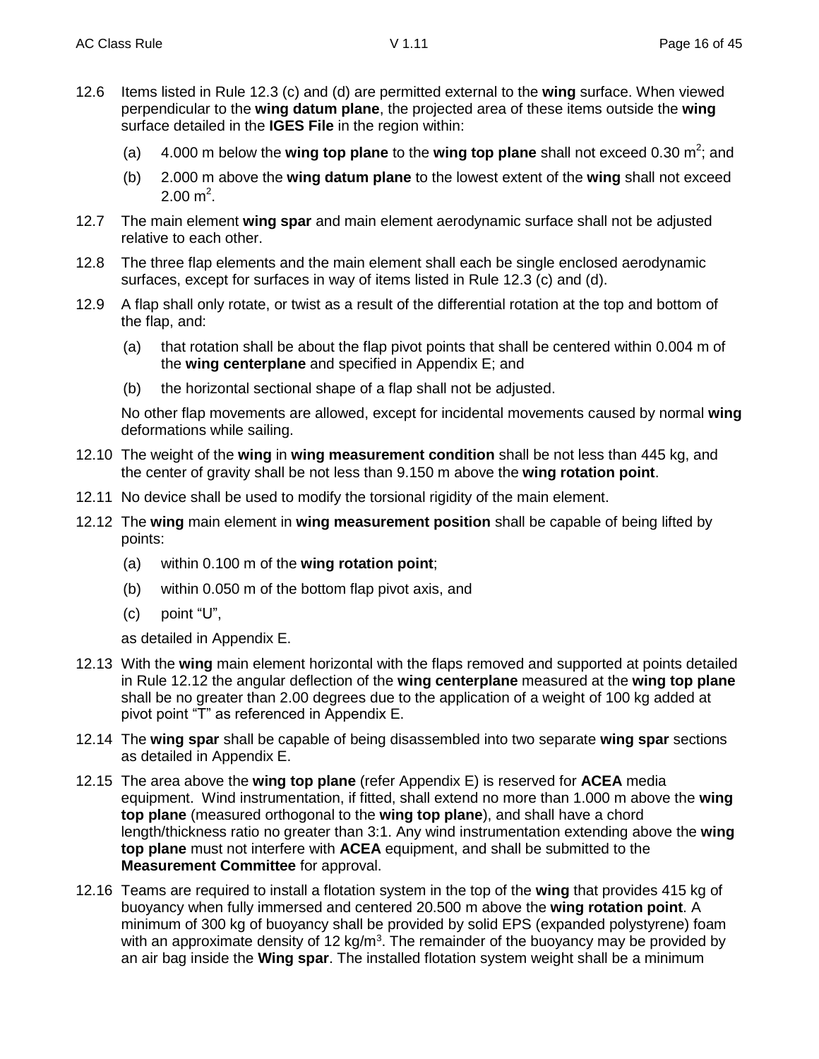12.6 Items listed in Rule 12.3 (c) and (d) are permitted external to the **wing** surface. When viewed perpendicular to the **wing datum plane**, the projected area of these items outside the **wing** surface detailed in the **IGES File** in the region within:

(a) 4.000 m below the **wing top plane** to the **wing top plane** shall not exceed 0.30 $m^2$; and

(b) 2.000 m above the **wing datum plane** to the lowest extent of the **wing** shall not exceed 2.00 $m^2$.

12.7 The main element **wing spar** and main element aerodynamic surface shall not be adjusted relative to each other.

12.8 The three flap elements and the main element shall each be single enclosed aerodynamic surfaces, except for surfaces in way of items listed in Rule 12.3 (c) and (d).

12.9 A flap shall only rotate, or twist as a result of the differential rotation at the top and bottom of the flap, and:

(a) that rotation shall be about the flap pivot points that shall be centered within 0.004 m of the **wing centerplane** and specified in Appendix E; and

(b) the horizontal sectional shape of a flap shall not be adjusted.

No other flap movements are allowed, except for incidental movements caused by normal **wing** deformations while sailing.

12.10 The weight of the **wing** in **wing measurement condition** shall be not less than 445 kg, and the center of gravity shall be not less than 9.150 m above the **wing rotation point**.

12.11 No device shall be used to modify the torsional rigidity of the main element.

12.12 The **wing** main element in **wing measurement position** shall be capable of being lifted by points:

(a) within 0.100 m of the **wing rotation point**;

(b) within 0.050 m of the bottom flap pivot axis, and

(c) point "U",

as detailed in Appendix E.

12.13 With the **wing** main element horizontal with the flaps removed and supported at points detailed in Rule 12.12 the angular deflection of the **wing centerplane** measured at the **wing top plane** shall be no greater than 2.00 degrees due to the application of a weight of 100 kg added at pivot point "T" as referenced in Appendix E.

12.14 The **wing spar** shall be capable of being disassembled into two separate **wing spar** sections as detailed in Appendix E.

12.15 The area above the **wing top plane** (refer Appendix E) is reserved for **ACEA** media equipment. Wind instrumentation, if fitted, shall extend no more than 1.000 m above the **wing top plane** (measured orthogonal to the **wing top plane**), and shall have a chord length/thickness ratio no greater than 3:1. Any wind instrumentation extending above the **wing top plane** must not interfere with **ACEA** equipment, and shall be submitted to the **Measurement Committee** for approval.

12.16 Teams are required to install a flotation system in the top of the **wing** that provides 415 kg of buoyancy when fully immersed and centered 20.500 m above the **wing rotation point**. A minimum of 300 kg of buoyancy shall be provided by solid EPS (expanded polystyrene) foam with an approximate density of 12 $kg/m^3$. The remainder of the buoyancy may be provided by an air bag inside the **Wing spar**. The installed flotation system weight shall be a minimum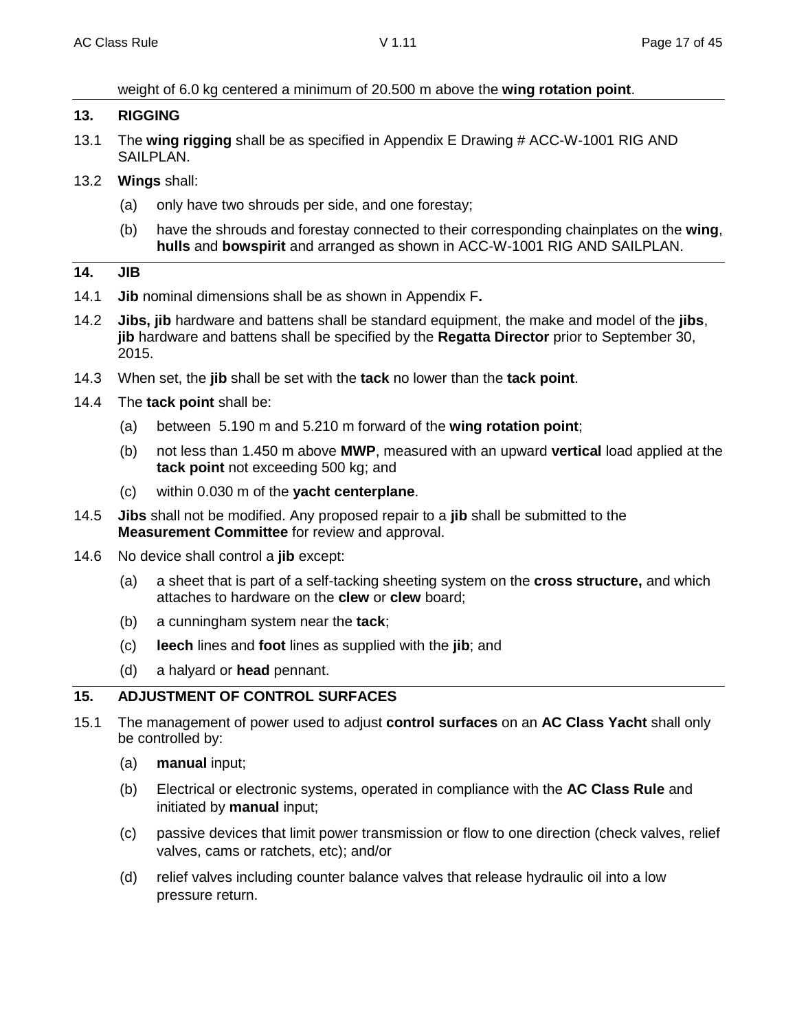weight of 6.0 kg centered a minimum of 20.500 m above the **wing rotation point**.

## 13. RIGGING

13.1 The **wing rigging** shall be as specified in Appendix E Drawing # ACC-W-1001 RIG AND SAILPLAN.

13.2 **Wings** shall:

- (a) only have two shrouds per side, and one forestay;
- (b) have the shrouds and forestay connected to their corresponding chainplates on the **wing**, **hulls** and **bowspirit** and arranged as shown in ACC-W-1001 RIG AND SAILPLAN.

## 14. JIB

14.1 **Jib** nominal dimensions shall be as shown in Appendix F**.**

14.2 **Jibs, jib** hardware and battens shall be standard equipment, the make and model of the **jibs**, **jib** hardware and battens shall be specified by the **Regatta Director** prior to September 30, 2015.

14.3 When set, the **jib** shall be set with the **tack** no lower than the **tack point**.

14.4 The **tack point** shall be:

- (a) between 5.190 m and 5.210 m forward of the **wing rotation point**;
- (b) not less than 1.450 m above **MWP**, measured with an upward **vertical** load applied at the **tack point** not exceeding 500 kg; and
- (c) within 0.030 m of the **yacht centerplane**.

14.5 **Jibs** shall not be modified. Any proposed repair to a **jib** shall be submitted to the **Measurement Committee** for review and approval.

14.6 No device shall control a **jib** except:

- (a) a sheet that is part of a self-tacking sheeting system on the **cross structure,** and which attaches to hardware on the **clew** or **clew** board;
- (b) a cunningham system near the **tack**;
- (c) **leech** lines and **foot** lines as supplied with the **jib**; and
- (d) a halyard or **head** pennant.

## 15. ADJUSTMENT OF CONTROL SURFACES

15.1 The management of power used to adjust **control surfaces** on an **AC Class Yacht** shall only be controlled by:

- (a) **manual** input;
- (b) Electrical or electronic systems, operated in compliance with the **AC Class Rule** and initiated by **manual** input;
- (c) passive devices that limit power transmission or flow to one direction (check valves, relief valves, cams or ratchets, etc); and/or
- (d) relief valves including counter balance valves that release hydraulic oil into a low pressure return.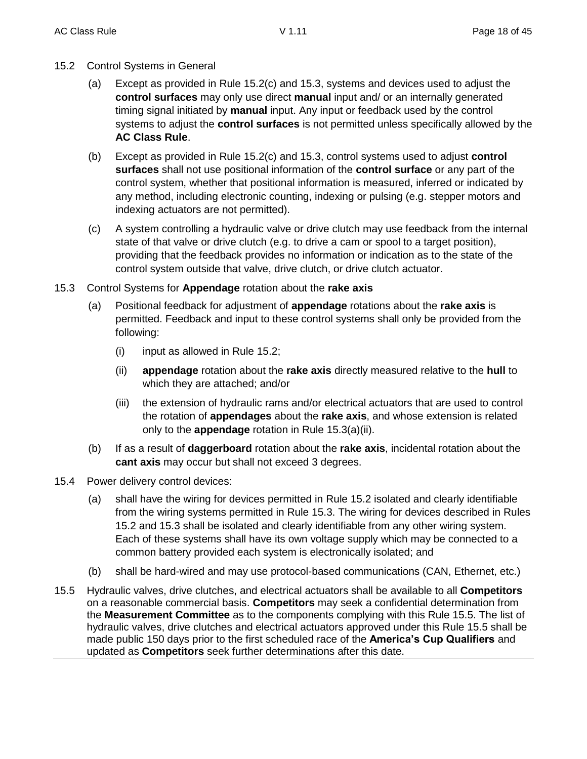15.2 Control Systems in General

(a) Except as provided in Rule 15.2(c) and 15.3, systems and devices used to adjust the **control surfaces** may only use direct **manual** input and/ or an internally generated timing signal initiated by **manual** input. Any input or feedback used by the control systems to adjust the **control surfaces** is not permitted unless specifically allowed by the **AC Class Rule**.

(b) Except as provided in Rule 15.2(c) and 15.3, control systems used to adjust **control surfaces** shall not use positional information of the **control surface** or any part of the control system, whether that positional information is measured, inferred or indicated by any method, including electronic counting, indexing or pulsing (e.g. stepper motors and indexing actuators are not permitted).

(c) A system controlling a hydraulic valve or drive clutch may use feedback from the internal state of that valve or drive clutch (e.g. to drive a cam or spool to a target position), providing that the feedback provides no information or indication as to the state of the control system outside that valve, drive clutch, or drive clutch actuator.

15.3 Control Systems for **Appendage** rotation about the **rake axis**

(a) Positional feedback for adjustment of **appendage** rotations about the **rake axis** is permitted. Feedback and input to these control systems shall only be provided from the following:

(i) input as allowed in Rule 15.2;

(ii) **appendage** rotation about the **rake axis** directly measured relative to the **hull** to which they are attached; and/or

(iii) the extension of hydraulic rams and/or electrical actuators that are used to control the rotation of **appendages** about the **rake axis**, and whose extension is related only to the **appendage** rotation in Rule 15.3(a)(ii).

(b) If as a result of **daggerboard** rotation about the **rake axis**, incidental rotation about the **cant axis** may occur but shall not exceed 3 degrees.

15.4 Power delivery control devices:

(a) shall have the wiring for devices permitted in Rule 15.2 isolated and clearly identifiable from the wiring systems permitted in Rule 15.3. The wiring for devices described in Rules 15.2 and 15.3 shall be isolated and clearly identifiable from any other wiring system. Each of these systems shall have its own voltage supply which may be connected to a common battery provided each system is electronically isolated; and

(b) shall be hard-wired and may use protocol-based communications (CAN, Ethernet, etc.)

15.5 Hydraulic valves, drive clutches, and electrical actuators shall be available to all **Competitors** on a reasonable commercial basis. **Competitors** may seek a confidential determination from the **Measurement Committee** as to the components complying with this Rule 15.5. The list of hydraulic valves, drive clutches and electrical actuators approved under this Rule 15.5 shall be made public 150 days prior to the first scheduled race of the **America's Cup Qualifiers** and updated as **Competitors** seek further determinations after this date.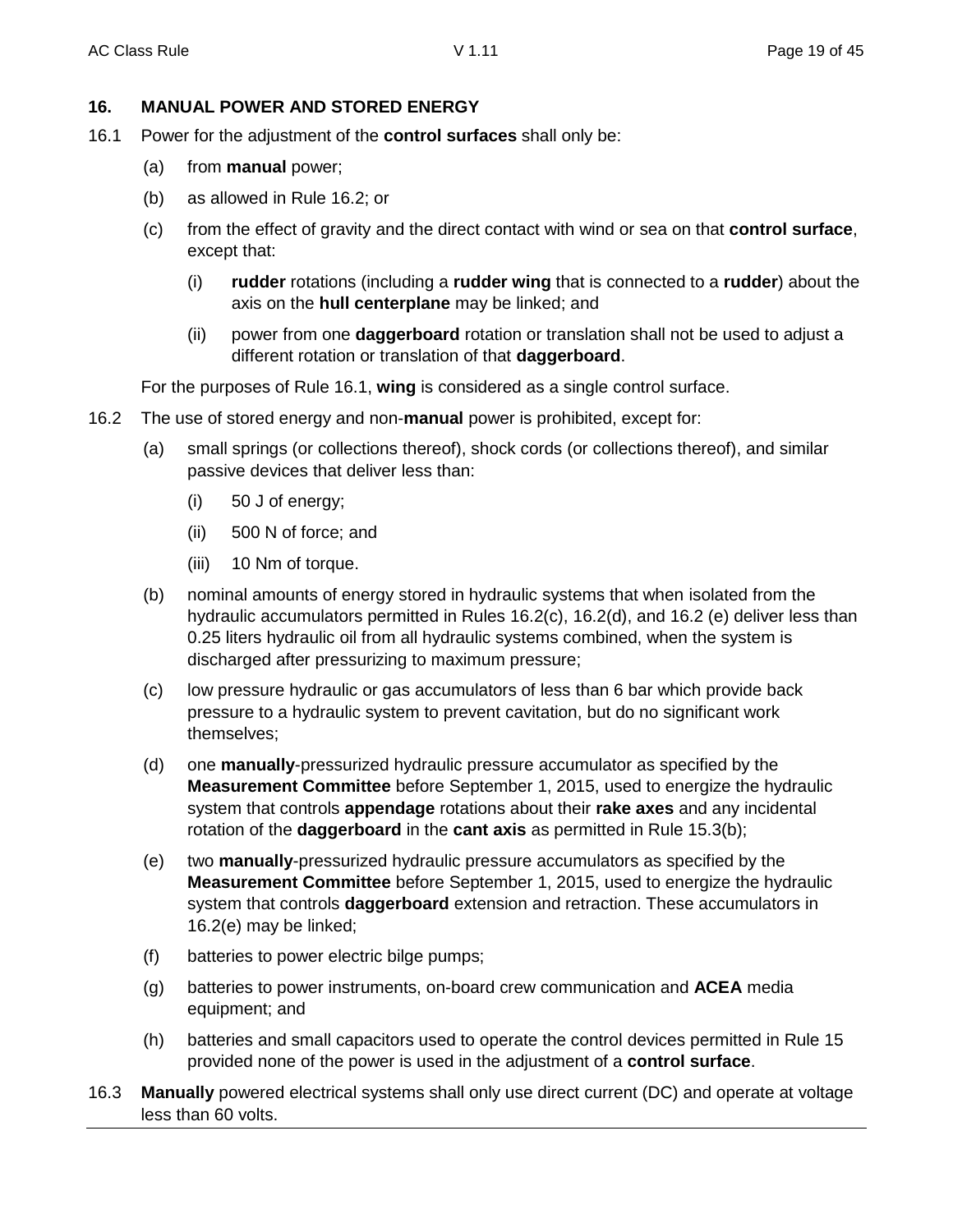## 16. MANUAL POWER AND STORED ENERGY

16.1 Power for the adjustment of the **control surfaces** shall only be:

- (a) from **manual** power;
- (b) as allowed in Rule 16.2; or
- (c) from the effect of gravity and the direct contact with wind or sea on that **control surface**, except that:
  - (i) **rudder** rotations (including a **rudder wing** that is connected to a **rudder**) about the axis on the **hull centerplane** may be linked; and
  - (ii) power from one **daggerboard** rotation or translation shall not be used to adjust a different rotation or translation of that **daggerboard**.

For the purposes of Rule 16.1, **wing** is considered as a single control surface.

16.2 The use of stored energy and non-**manual** power is prohibited, except for:

- (a) small springs (or collections thereof), shock cords (or collections thereof), and similar passive devices that deliver less than:
  - (i) 50 J of energy;
  - (ii) 500 N of force; and
  - (iii) 10 Nm of torque.
- (b) nominal amounts of energy stored in hydraulic systems that when isolated from the hydraulic accumulators permitted in Rules 16.2(c), 16.2(d), and 16.2 (e) deliver less than 0.25 liters hydraulic oil from all hydraulic systems combined, when the system is discharged after pressurizing to maximum pressure;
- (c) low pressure hydraulic or gas accumulators of less than 6 bar which provide back pressure to a hydraulic system to prevent cavitation, but do no significant work themselves;
- (d) one **manually**-pressurized hydraulic pressure accumulator as specified by the **Measurement Committee** before September 1, 2015, used to energize the hydraulic system that controls **appendage** rotations about their **rake axes** and any incidental rotation of the **daggerboard** in the **cant axis** as permitted in Rule 15.3(b);
- (e) two **manually**-pressurized hydraulic pressure accumulators as specified by the **Measurement Committee** before September 1, 2015, used to energize the hydraulic system that controls **daggerboard** extension and retraction. These accumulators in 16.2(e) may be linked;
- (f) batteries to power electric bilge pumps;
- (g) batteries to power instruments, on-board crew communication and **ACEA** media equipment; and
- (h) batteries and small capacitors used to operate the control devices permitted in Rule 15 provided none of the power is used in the adjustment of a **control surface**.

16.3 **Manually** powered electrical systems shall only use direct current (DC) and operate at voltage less than 60 volts.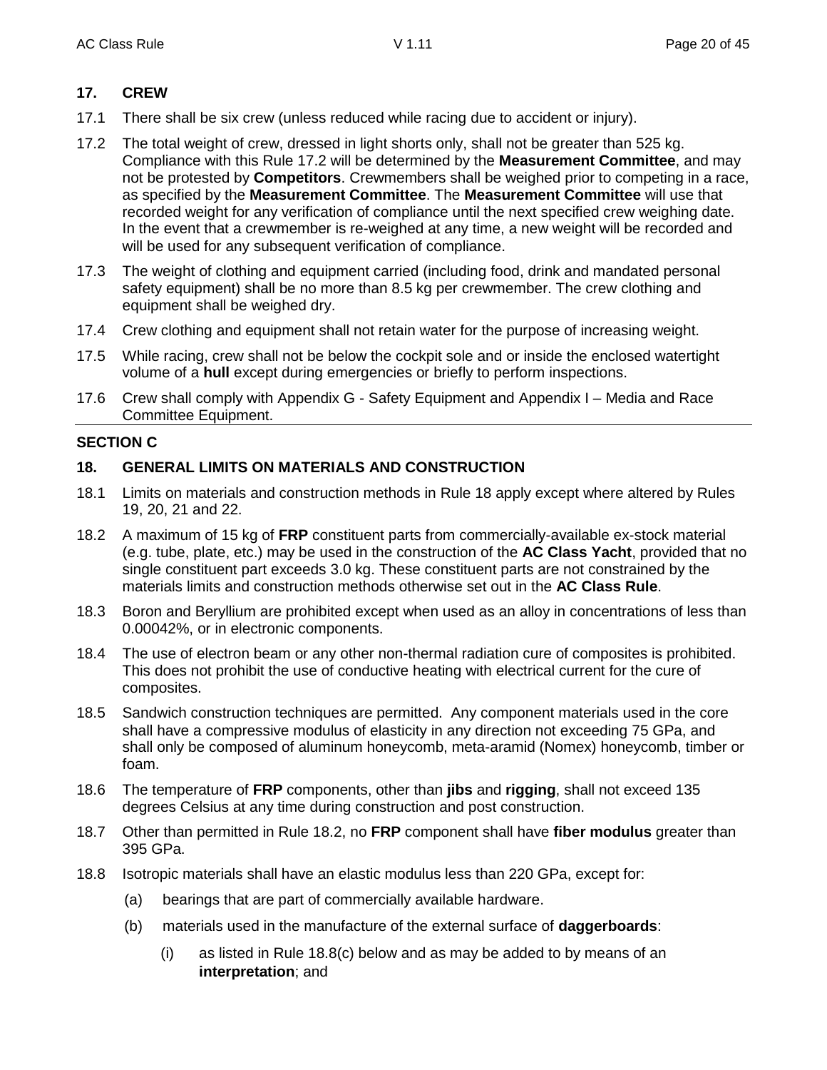## 17. CREW

17.1 There shall be six crew (unless reduced while racing due to accident or injury).

17.2 The total weight of crew, dressed in light shorts only, shall not be greater than 525 kg. Compliance with this Rule 17.2 will be determined by the **Measurement Committee**, and may not be protested by **Competitors**. Crewmembers shall be weighed prior to competing in a race, as specified by the **Measurement Committee**. The **Measurement Committee** will use that recorded weight for any verification of compliance until the next specified crew weighing date. In the event that a crewmember is re-weighed at any time, a new weight will be recorded and will be used for any subsequent verification of compliance.

17.3 The weight of clothing and equipment carried (including food, drink and mandated personal safety equipment) shall be no more than 8.5 kg per crewmember. The crew clothing and equipment shall be weighed dry.

17.4 Crew clothing and equipment shall not retain water for the purpose of increasing weight.

17.5 While racing, crew shall not be below the cockpit sole and or inside the enclosed watertight volume of a **hull** except during emergencies or briefly to perform inspections.

17.6 Crew shall comply with Appendix G - Safety Equipment and Appendix I – Media and Race Committee Equipment.

---

## SECTION C

## 18. GENERAL LIMITS ON MATERIALS AND CONSTRUCTION

18.1 Limits on materials and construction methods in Rule 18 apply except where altered by Rules 19, 20, 21 and 22.

18.2 A maximum of 15 kg of **FRP** constituent parts from commercially-available ex-stock material (e.g. tube, plate, etc.) may be used in the construction of the **AC Class Yacht**, provided that no single constituent part exceeds 3.0 kg. These constituent parts are not constrained by the materials limits and construction methods otherwise set out in the **AC Class Rule**.

18.3 Boron and Beryllium are prohibited except when used as an alloy in concentrations of less than 0.00042%, or in electronic components.

18.4 The use of electron beam or any other non-thermal radiation cure of composites is prohibited. This does not prohibit the use of conductive heating with electrical current for the cure of composites.

18.5 Sandwich construction techniques are permitted. Any component materials used in the core shall have a compressive modulus of elasticity in any direction not exceeding 75 GPa, and shall only be composed of aluminum honeycomb, meta-aramid (Nomex) honeycomb, timber or foam.

18.6 The temperature of **FRP** components, other than **jibs** and **rigging**, shall not exceed 135 degrees Celsius at any time during construction and post construction.

18.7 Other than permitted in Rule 18.2, no **FRP** component shall have **fiber modulus** greater than 395 GPa.

18.8 Isotropic materials shall have an elastic modulus less than 220 GPa, except for:

- (a) bearings that are part of commercially available hardware.
- (b) materials used in the manufacture of the external surface of **daggerboards**:
  - (i) as listed in Rule 18.8(c) below and as may be added to by means of an **interpretation**; and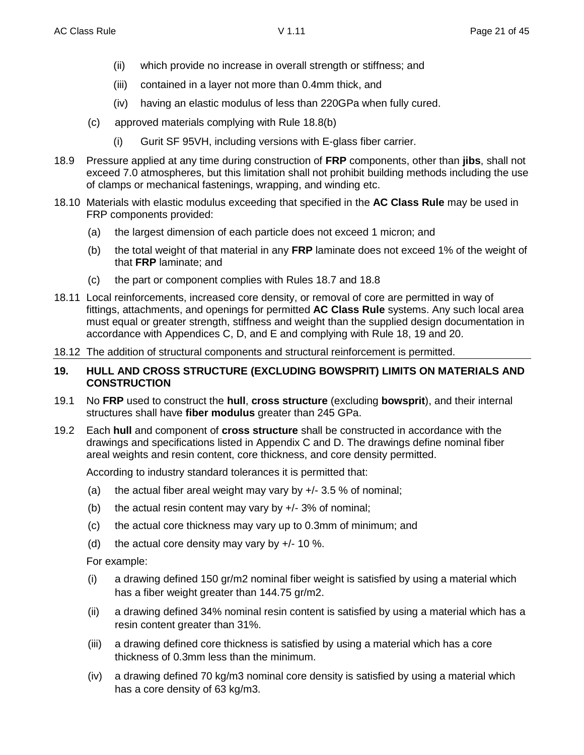(ii) which provide no increase in overall strength or stiffness; and

(iii) contained in a layer not more than 0.4mm thick, and

(iv) having an elastic modulus of less than 220GPa when fully cured.

(c) approved materials complying with Rule 18.8(b)

(i) Gurit SF 95VH, including versions with E-glass fiber carrier.

18.9 Pressure applied at any time during construction of **FRP** components, other than **jibs**, shall not exceed 7.0 atmospheres, but this limitation shall not prohibit building methods including the use of clamps or mechanical fastenings, wrapping, and winding etc.

18.10 Materials with elastic modulus exceeding that specified in the **AC Class Rule** may be used in FRP components provided:

(a) the largest dimension of each particle does not exceed 1 micron; and

(b) the total weight of that material in any **FRP** laminate does not exceed 1% of the weight of that **FRP** laminate; and

(c) the part or component complies with Rules 18.7 and 18.8

18.11 Local reinforcements, increased core density, or removal of core are permitted in way of fittings, attachments, and openings for permitted **AC Class Rule** systems. Any such local area must equal or greater strength, stiffness and weight than the supplied design documentation in accordance with Appendices C, D, and E and complying with Rule 18, 19 and 20.

18.12 The addition of structural components and structural reinforcement is permitted.

## 19. HULL AND CROSS STRUCTURE (EXCLUDING BOWSPRIT) LIMITS ON MATERIALS AND CONSTRUCTION

19.1 No **FRP** used to construct the **hull**, **cross structure** (excluding **bowsprit**), and their internal structures shall have **fiber modulus** greater than 245 GPa.

19.2 Each **hull** and component of **cross structure** shall be constructed in accordance with the drawings and specifications listed in Appendix C and D. The drawings define nominal fiber areal weights and resin content, core thickness, and core density permitted.

According to industry standard tolerances it is permitted that:

(a) the actual fiber areal weight may vary by +/- 3.5 % of nominal;

(b) the actual resin content may vary by +/- 3% of nominal;

(c) the actual core thickness may vary up to 0.3mm of minimum; and

(d) the actual core density may vary by +/- 10 %.

For example:

(i) a drawing defined 150 gr/m2 nominal fiber weight is satisfied by using a material which has a fiber weight greater than 144.75 gr/m2.

(ii) a drawing defined 34% nominal resin content is satisfied by using a material which has a resin content greater than 31%.

(iii) a drawing defined core thickness is satisfied by using a material which has a core thickness of 0.3mm less than the minimum.

(iv) a drawing defined 70 kg/m3 nominal core density is satisfied by using a material which has a core density of 63 kg/m3.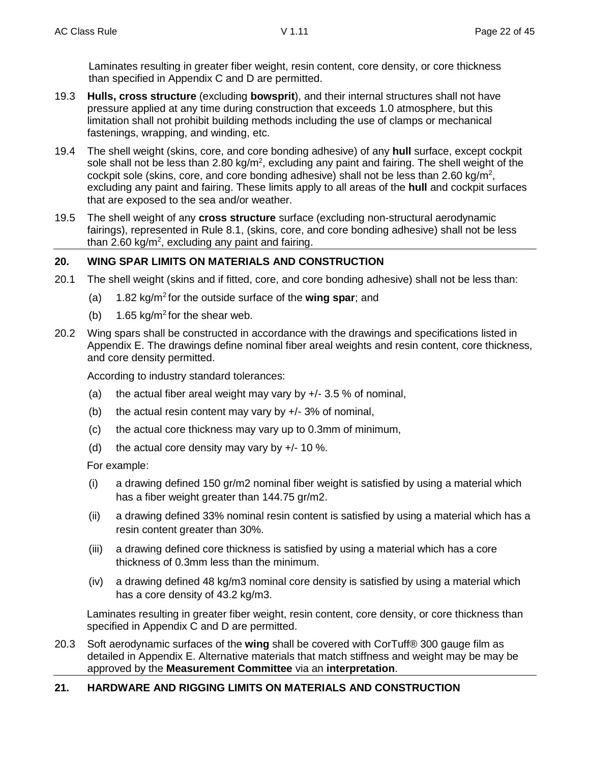Laminates resulting in greater fiber weight, resin content, core density, or core thickness than specified in Appendix C and D are permitted.

19.3 **Hulls, cross structure** (excluding **bowsprit**), and their internal structures shall not have pressure applied at any time during construction that exceeds 1.0 atmosphere, but this limitation shall not prohibit building methods including the use of clamps or mechanical fastenings, wrapping, and winding, etc.

19.4 The shell weight (skins, core, and core bonding adhesive) of any **hull** surface, except cockpit sole shall not be less than 2.80 kg/m$^2$, excluding any paint and fairing. The shell weight of the cockpit sole (skins, core, and core bonding adhesive) shall not be less than 2.60 kg/m$^2$, excluding any paint and fairing. These limits apply to all areas of the **hull** and cockpit surfaces that are exposed to the sea and/or weather.

19.5 The shell weight of any **cross structure** surface (excluding non-structural aerodynamic fairings), represented in Rule 8.1, (skins, core, and core bonding adhesive) shall not be less than 2.60 kg/m$^2$, excluding any paint and fairing.

## 20. WING SPAR LIMITS ON MATERIALS AND CONSTRUCTION

20.1 The shell weight (skins and if fitted, core, and core bonding adhesive) shall not be less than:

- (a) 1.82 kg/m$^2$ for the outside surface of the **wing spar**; and
- (b) 1.65 kg/m$^2$ for the shear web.

20.2 Wing spars shall be constructed in accordance with the drawings and specifications listed in Appendix E. The drawings define nominal fiber areal weights and resin content, core thickness, and core density permitted.

According to industry standard tolerances:

- (a) the actual fiber areal weight may vary by +/- 3.5 % of nominal,
- (b) the actual resin content may vary by +/- 3% of nominal,
- (c) the actual core thickness may vary up to 0.3mm of minimum,
- (d) the actual core density may vary by +/- 10 %.

For example:

- (i) a drawing defined 150 gr/m2 nominal fiber weight is satisfied by using a material which has a fiber weight greater than 144.75 gr/m2.
- (ii) a drawing defined 33% nominal resin content is satisfied by using a material which has a resin content greater than 30%.
- (iii) a drawing defined core thickness is satisfied by using a material which has a core thickness of 0.3mm less than the minimum.
- (iv) a drawing defined 48 kg/m3 nominal core density is satisfied by using a material which has a core density of 43.2 kg/m3.

Laminates resulting in greater fiber weight, resin content, core density, or core thickness than specified in Appendix C and D are permitted.

20.3 Soft aerodynamic surfaces of the **wing** shall be covered with CorTuff® 300 gauge film as detailed in Appendix E. Alternative materials that match stiffness and weight may be may be approved by the **Measurement Committee** via an **interpretation**.

## 21. HARDWARE AND RIGGING LIMITS ON MATERIALS AND CONSTRUCTION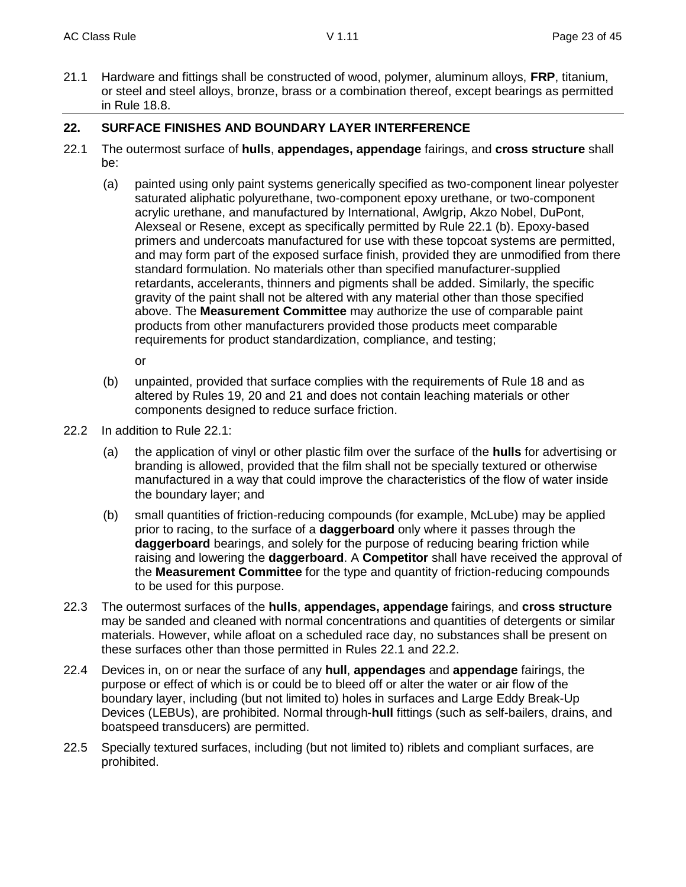21.1 Hardware and fittings shall be constructed of wood, polymer, aluminum alloys, **FRP**, titanium, or steel and steel alloys, bronze, brass or a combination thereof, except bearings as permitted in Rule 18.8.

## 22. SURFACE FINISHES AND BOUNDARY LAYER INTERFERENCE

22.1 The outermost surface of **hulls**, **appendages, appendage** fairings, and **cross structure** shall be:

(a) painted using only paint systems generically specified as two-component linear polyester saturated aliphatic polyurethane, two-component epoxy urethane, or two-component acrylic urethane, and manufactured by International, Awlgrip, Akzo Nobel, DuPont, Alexseal or Resene, except as specifically permitted by Rule 22.1 (b). Epoxy-based primers and undercoats manufactured for use with these topcoat systems are permitted, and may form part of the exposed surface finish, provided they are unmodified from there standard formulation. No materials other than specified manufacturer-supplied retardants, accelerants, thinners and pigments shall be added. Similarly, the specific gravity of the paint shall not be altered with any material other than those specified above. The **Measurement Committee** may authorize the use of comparable paint products from other manufacturers provided those products meet comparable requirements for product standardization, compliance, and testing;

or

(b) unpainted, provided that surface complies with the requirements of Rule 18 and as altered by Rules 19, 20 and 21 and does not contain leaching materials or other components designed to reduce surface friction.

22.2 In addition to Rule 22.1:

(a) the application of vinyl or other plastic film over the surface of the **hulls** for advertising or branding is allowed, provided that the film shall not be specially textured or otherwise manufactured in a way that could improve the characteristics of the flow of water inside the boundary layer; and

(b) small quantities of friction-reducing compounds (for example, McLube) may be applied prior to racing, to the surface of a **daggerboard** only where it passes through the **daggerboard** bearings, and solely for the purpose of reducing bearing friction while raising and lowering the **daggerboard**. A **Competitor** shall have received the approval of the **Measurement Committee** for the type and quantity of friction-reducing compounds to be used for this purpose.

22.3 The outermost surfaces of the **hulls**, **appendages, appendage** fairings, and **cross structure** may be sanded and cleaned with normal concentrations and quantities of detergents or similar materials. However, while afloat on a scheduled race day, no substances shall be present on these surfaces other than those permitted in Rules 22.1 and 22.2.

22.4 Devices in, on or near the surface of any **hull**, **appendages** and **appendage** fairings, the purpose or effect of which is or could be to bleed off or alter the water or air flow of the boundary layer, including (but not limited to) holes in surfaces and Large Eddy Break-Up Devices (LEBUs), are prohibited. Normal through-**hull** fittings (such as self-bailers, drains, and boatspeed transducers) are permitted.

22.5 Specially textured surfaces, including (but not limited to) riblets and compliant surfaces, are prohibited.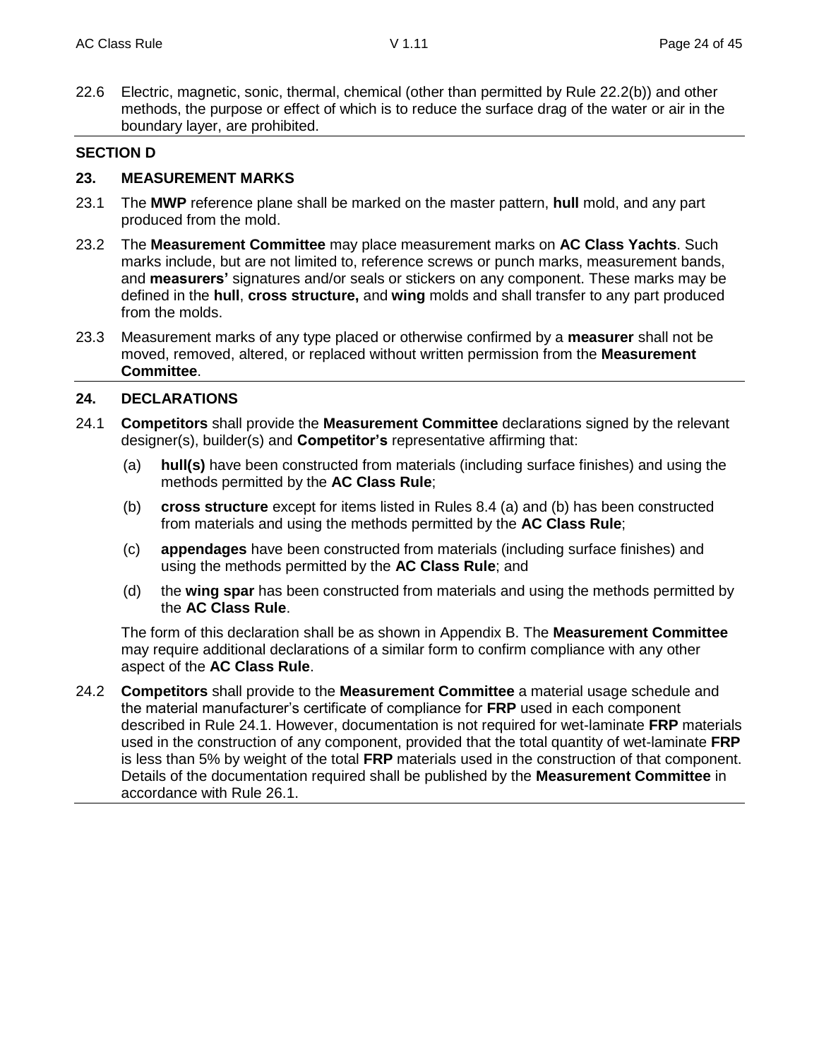22.6 Electric, magnetic, sonic, thermal, chemical (other than permitted by Rule 22.2(b)) and other methods, the purpose or effect of which is to reduce the surface drag of the water or air in the boundary layer, are prohibited.

## SECTION D

### 23. MEASUREMENT MARKS

23.1 The **MWP** reference plane shall be marked on the master pattern, **hull** mold, and any part produced from the mold.

23.2 The **Measurement Committee** may place measurement marks on **AC Class Yachts**. Such marks include, but are not limited to, reference screws or punch marks, measurement bands, and **measurers'** signatures and/or seals or stickers on any component. These marks may be defined in the **hull**, **cross structure,** and **wing** molds and shall transfer to any part produced from the molds.

23.3 Measurement marks of any type placed or otherwise confirmed by a **measurer** shall not be moved, removed, altered, or replaced without written permission from the **Measurement Committee**.

### 24. DECLARATIONS

24.1 **Competitors** shall provide the **Measurement Committee** declarations signed by the relevant designer(s), builder(s) and **Competitor's** representative affirming that:

(a) **hull(s)** have been constructed from materials (including surface finishes) and using the methods permitted by the **AC Class Rule**;

(b) **cross structure** except for items listed in Rules 8.4 (a) and (b) has been constructed from materials and using the methods permitted by the **AC Class Rule**;

(c) **appendages** have been constructed from materials (including surface finishes) and using the methods permitted by the **AC Class Rule**; and

(d) the **wing spar** has been constructed from materials and using the methods permitted by the **AC Class Rule**.

The form of this declaration shall be as shown in Appendix B. The **Measurement Committee** may require additional declarations of a similar form to confirm compliance with any other aspect of the **AC Class Rule**.

24.2 **Competitors** shall provide to the **Measurement Committee** a material usage schedule and the material manufacturer's certificate of compliance for **FRP** used in each component described in Rule 24.1. However, documentation is not required for wet-laminate **FRP** materials used in the construction of any component, provided that the total quantity of wet-laminate **FRP** is less than 5% by weight of the total **FRP** materials used in the construction of that component. Details of the documentation required shall be published by the **Measurement Committee** in accordance with Rule 26.1.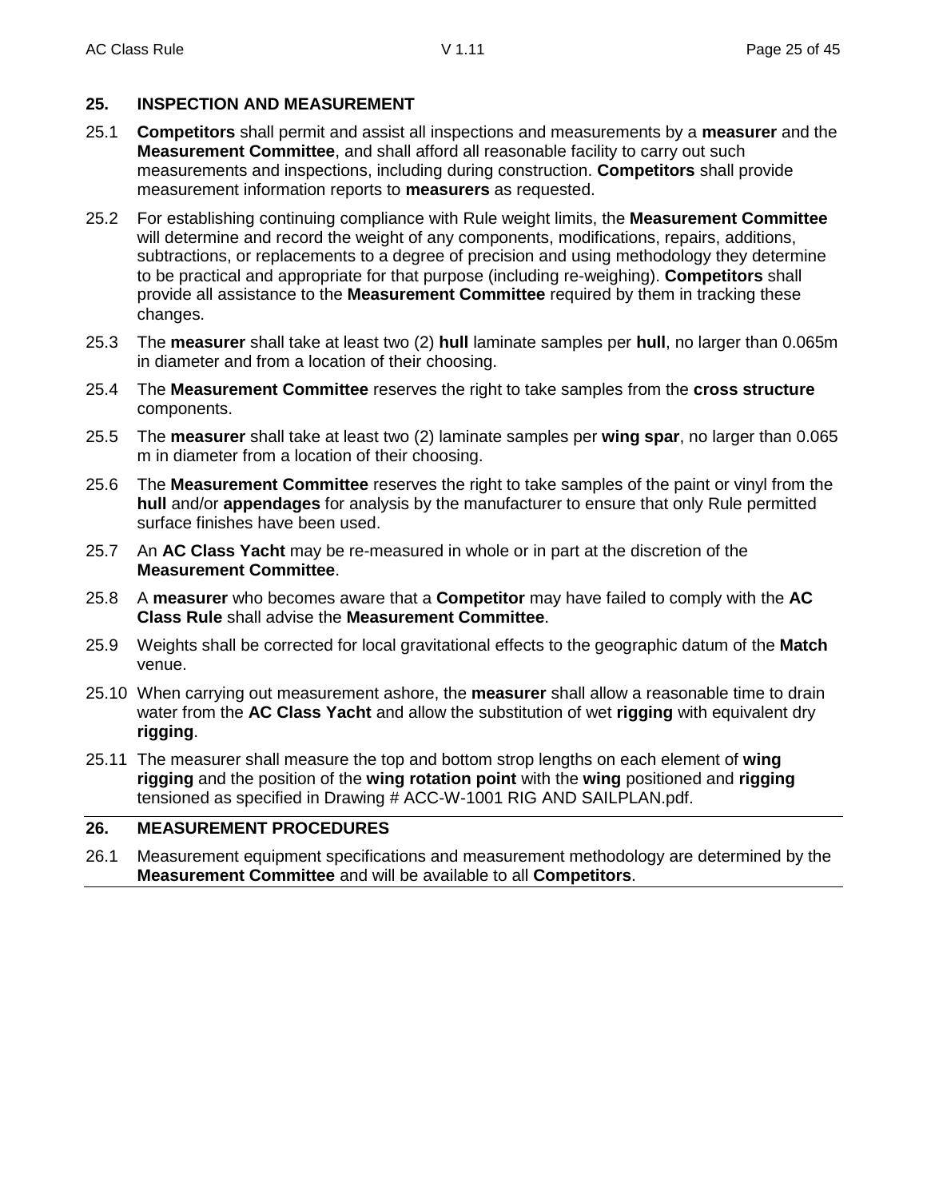## 25. INSPECTION AND MEASUREMENT

25.1 **Competitors** shall permit and assist all inspections and measurements by a **measurer** and the **Measurement Committee**, and shall afford all reasonable facility to carry out such measurements and inspections, including during construction. **Competitors** shall provide measurement information reports to **measurers** as requested.

25.2 For establishing continuing compliance with Rule weight limits, the **Measurement Committee** will determine and record the weight of any components, modifications, repairs, additions, subtractions, or replacements to a degree of precision and using methodology they determine to be practical and appropriate for that purpose (including re-weighing). **Competitors** shall provide all assistance to the **Measurement Committee** required by them in tracking these changes.

25.3 The **measurer** shall take at least two (2) **hull** laminate samples per **hull**, no larger than 0.065m in diameter and from a location of their choosing.

25.4 The **Measurement Committee** reserves the right to take samples from the **cross structure** components.

25.5 The **measurer** shall take at least two (2) laminate samples per **wing spar**, no larger than 0.065 m in diameter from a location of their choosing.

25.6 The **Measurement Committee** reserves the right to take samples of the paint or vinyl from the **hull** and/or **appendages** for analysis by the manufacturer to ensure that only Rule permitted surface finishes have been used.

25.7 An **AC Class Yacht** may be re-measured in whole or in part at the discretion of the **Measurement Committee**.

25.8 A **measurer** who becomes aware that a **Competitor** may have failed to comply with the **AC Class Rule** shall advise the **Measurement Committee**.

25.9 Weights shall be corrected for local gravitational effects to the geographic datum of the **Match** venue.

25.10 When carrying out measurement ashore, the **measurer** shall allow a reasonable time to drain water from the **AC Class Yacht** and allow the substitution of wet **rigging** with equivalent dry **rigging**.

25.11 The measurer shall measure the top and bottom strop lengths on each element of **wing rigging** and the position of the **wing rotation point** with the **wing** positioned and **rigging** tensioned as specified in Drawing # ACC-W-1001 RIG AND SAILPLAN.pdf.

## 26. MEASUREMENT PROCEDURES

26.1 Measurement equipment specifications and measurement methodology are determined by the **Measurement Committee** and will be available to all **Competitors**.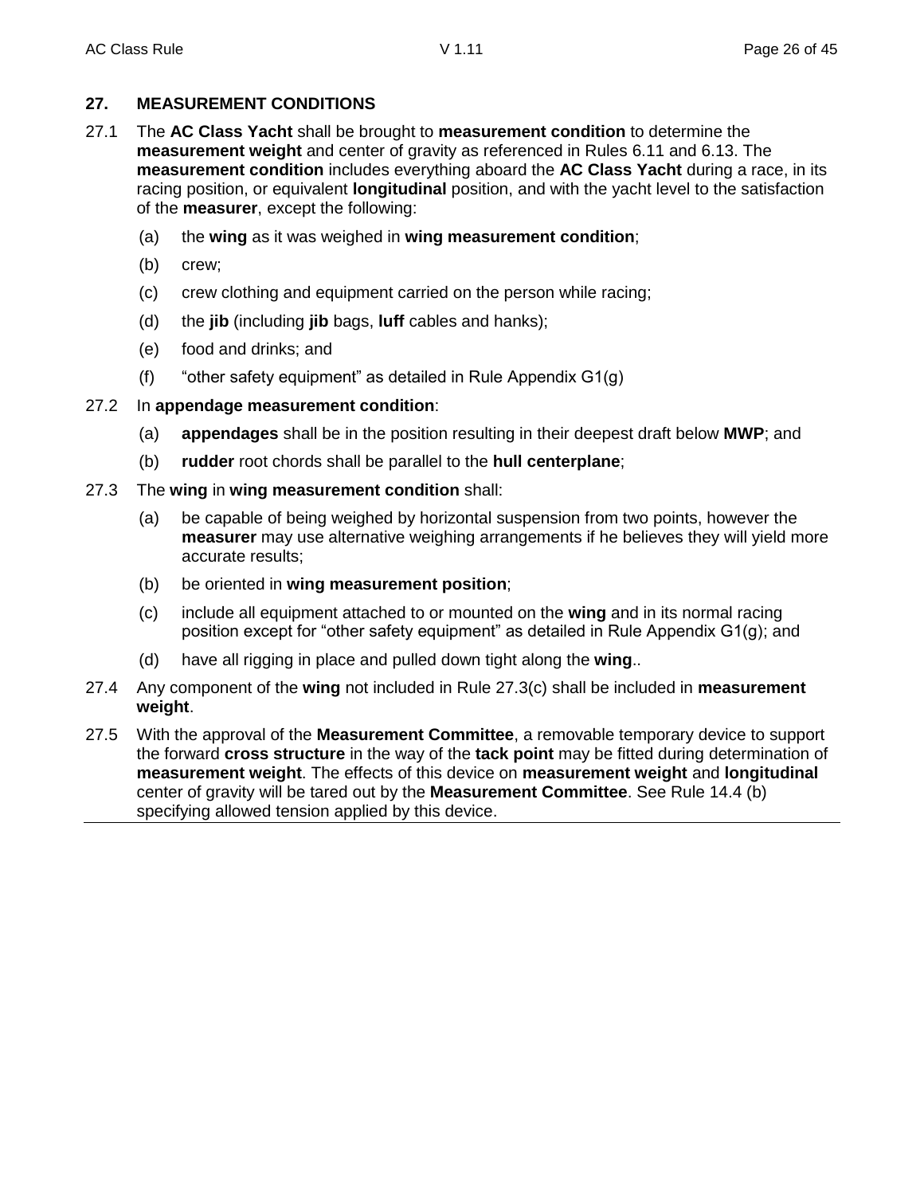## 27. MEASUREMENT CONDITIONS

27.1 The **AC Class Yacht** shall be brought to **measurement condition** to determine the **measurement weight** and center of gravity as referenced in Rules 6.11 and 6.13. The **measurement condition** includes everything aboard the **AC Class Yacht** during a race, in its racing position, or equivalent **longitudinal** position, and with the yacht level to the satisfaction of the **measurer**, except the following:

- (a) the **wing** as it was weighed in **wing measurement condition**;
- (b) crew;
- (c) crew clothing and equipment carried on the person while racing;
- (d) the **jib** (including **jib** bags, **luff** cables and hanks);
- (e) food and drinks; and
- (f) “other safety equipment” as detailed in Rule Appendix G1(g)

27.2 In **appendage measurement condition**:

- (a) **appendages** shall be in the position resulting in their deepest draft below **MWP**; and
- (b) **rudder** root chords shall be parallel to the **hull centerplane**;

27.3 The **wing** in **wing measurement condition** shall:

- (a) be capable of being weighed by horizontal suspension from two points, however the **measurer** may use alternative weighing arrangements if he believes they will yield more accurate results;
- (b) be oriented in **wing measurement position**;
- (c) include all equipment attached to or mounted on the **wing** and in its normal racing position except for “other safety equipment” as detailed in Rule Appendix G1(g); and
- (d) have all rigging in place and pulled down tight along the **wing**..

27.4 Any component of the **wing** not included in Rule 27.3(c) shall be included in **measurement weight**.

27.5 With the approval of the **Measurement Committee**, a removable temporary device to support the forward **cross structure** in the way of the **tack point** may be fitted during determination of **measurement weight**. The effects of this device on **measurement weight** and **longitudinal** center of gravity will be tared out by the **Measurement Committee**. See Rule 14.4 (b) specifying allowed tension applied by this device.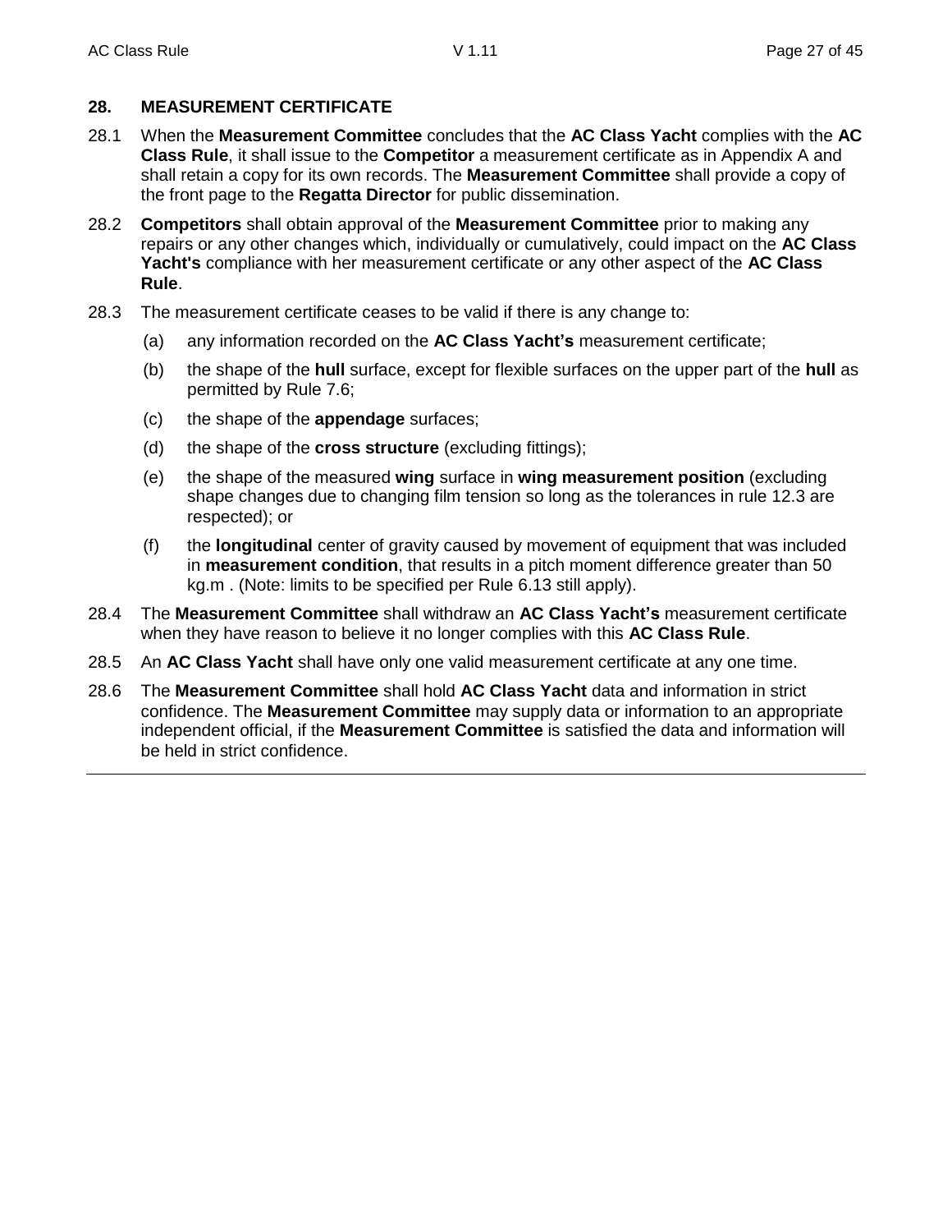## 28. MEASUREMENT CERTIFICATE

28.1 When the **Measurement Committee** concludes that the **AC Class Yacht** complies with the **AC Class Rule**, it shall issue to the **Competitor** a measurement certificate as in Appendix A and shall retain a copy for its own records. The **Measurement Committee** shall provide a copy of the front page to the **Regatta Director** for public dissemination.

28.2 **Competitors** shall obtain approval of the **Measurement Committee** prior to making any repairs or any other changes which, individually or cumulatively, could impact on the **AC Class Yacht's** compliance with her measurement certificate or any other aspect of the **AC Class Rule**.

28.3 The measurement certificate ceases to be valid if there is any change to:

(a) any information recorded on the **AC Class Yacht's** measurement certificate;

(b) the shape of the **hull** surface, except for flexible surfaces on the upper part of the **hull** as permitted by Rule 7.6;

(c) the shape of the **appendage** surfaces;

(d) the shape of the **cross structure** (excluding fittings);

(e) the shape of the measured **wing** surface in **wing measurement position** (excluding shape changes due to changing film tension so long as the tolerances in rule 12.3 are respected); or

(f) the **longitudinal** center of gravity caused by movement of equipment that was included in **measurement condition**, that results in a pitch moment difference greater than 50 kg.m . (Note: limits to be specified per Rule 6.13 still apply).

28.4 The **Measurement Committee** shall withdraw an **AC Class Yacht's** measurement certificate when they have reason to believe it no longer complies with this **AC Class Rule**.

28.5 An **AC Class Yacht** shall have only one valid measurement certificate at any one time.

28.6 The **Measurement Committee** shall hold **AC Class Yacht** data and information in strict confidence. The **Measurement Committee** may supply data or information to an appropriate independent official, if the **Measurement Committee** is satisfied the data and information will be held in strict confidence.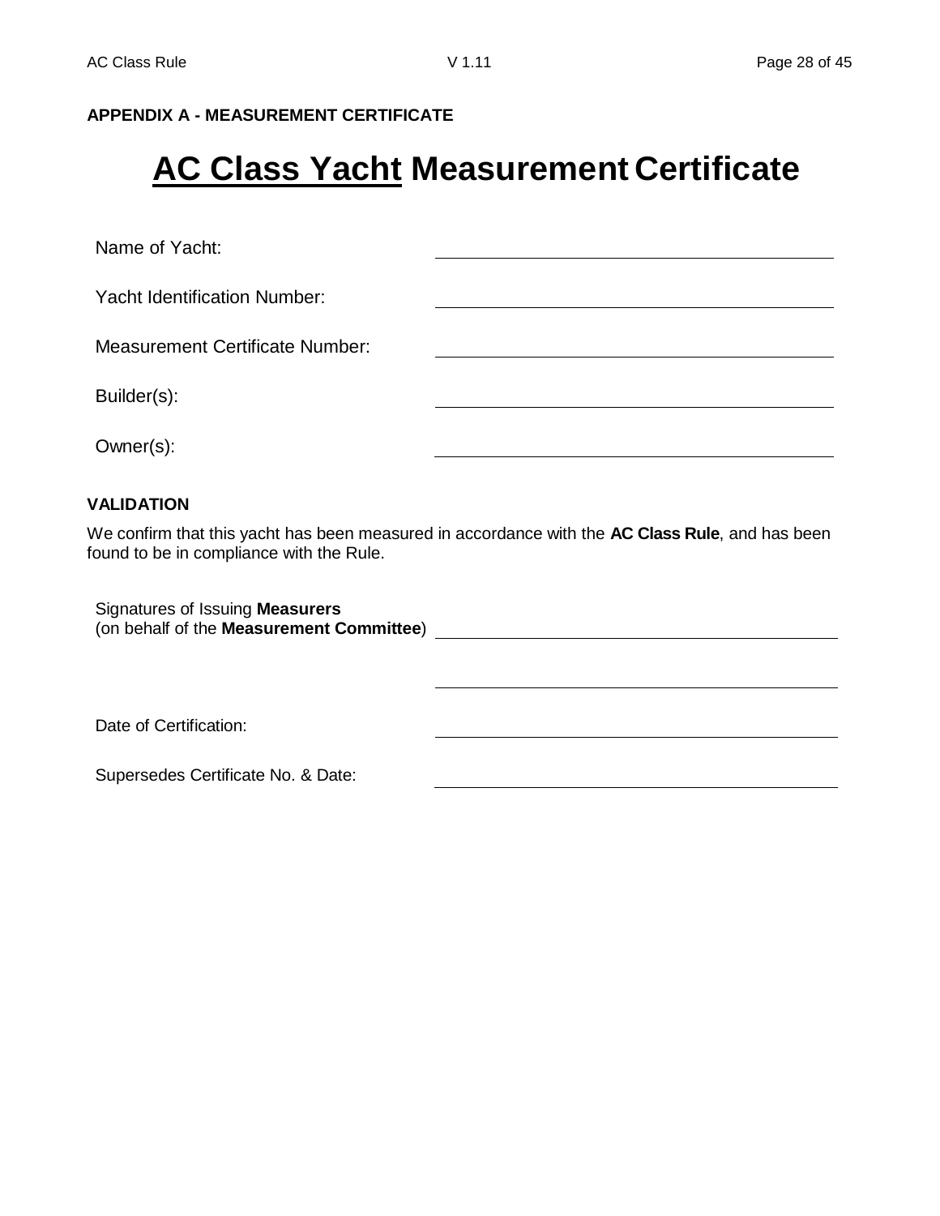**APPENDIX A - MEASUREMENT CERTIFICATE**

# AC Class Yacht Measurement Certificate

Name of Yacht: ______________________________

Yacht Identification Number: ______________________________

Measurement Certificate Number: ______________________________

Builder(s): ______________________________

Owner(s): ______________________________

**VALIDATION**

We confirm that this yacht has been measured in accordance with the **AC Class Rule**, and has been found to be in compliance with the Rule.

Signatures of Issuing **Measurers**
(on behalf of the **Measurement Committee**) ______________________________

______________________________

Date of Certification: ______________________________

Supersedes Certificate No. & Date: ______________________________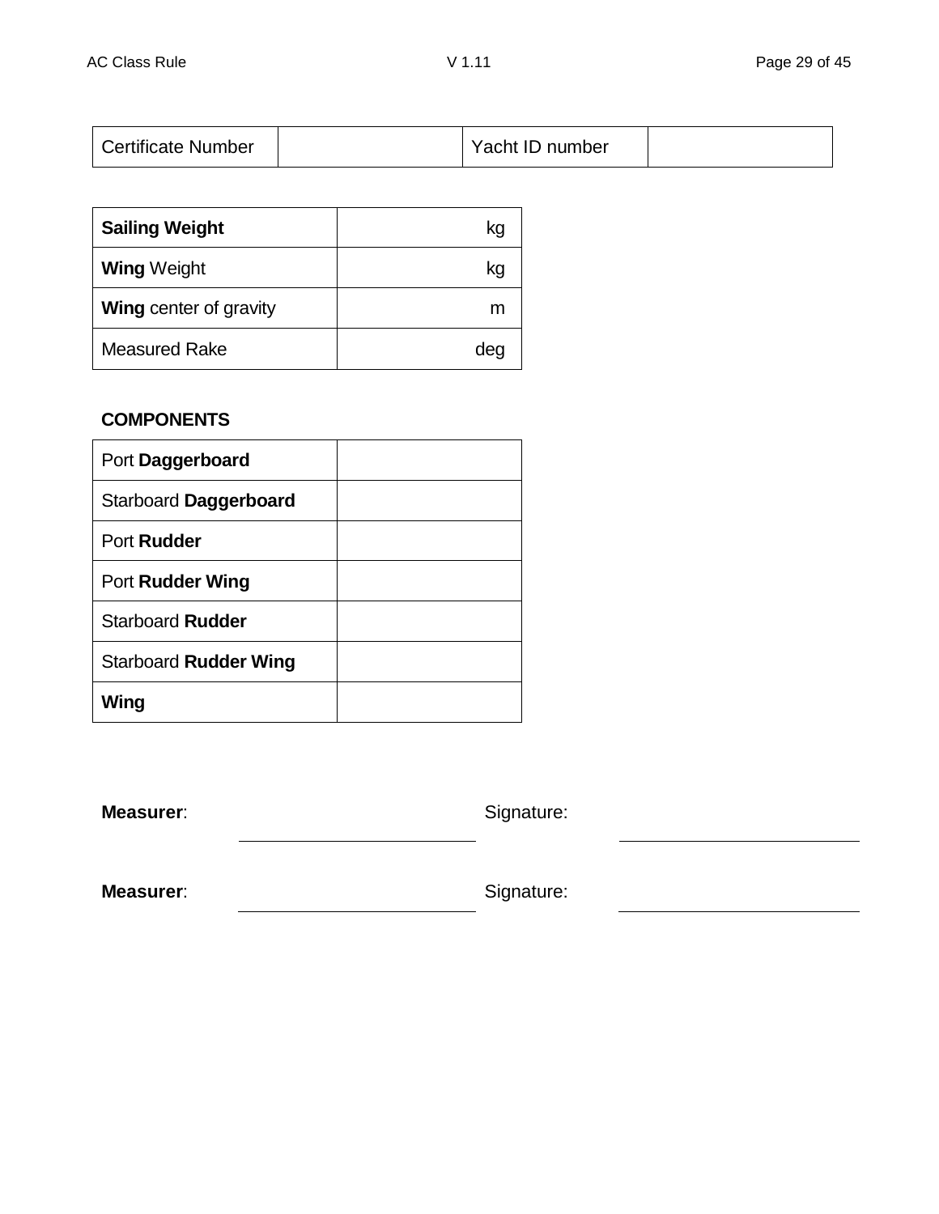| Certificate Number | | Yacht ID number | |
|---|---|---|---|

| **Sailing Weight** | kg |
|---|---|
| **Wing** Weight | kg |
| **Wing** center of gravity | m |
| Measured Rake | deg |

**COMPONENTS**

| Port **Daggerboard** | |
|---|---|
| Starboard **Daggerboard** | |
| Port **Rudder** | |
| Port **Rudder Wing** | |
| Starboard **Rudder** | |
| Starboard **Rudder Wing** | |
| **Wing** | |

**Measurer**: \_\_\_\_\_\_\_\_\_\_\_\_\_\_\_\_\_\_\_\_ Signature: \_\_\_\_\_\_\_\_\_\_\_\_\_\_\_\_\_\_\_\_

**Measurer**: \_\_\_\_\_\_\_\_\_\_\_\_\_\_\_\_\_\_\_\_ Signature: \_\_\_\_\_\_\_\_\_\_\_\_\_\_\_\_\_\_\_\_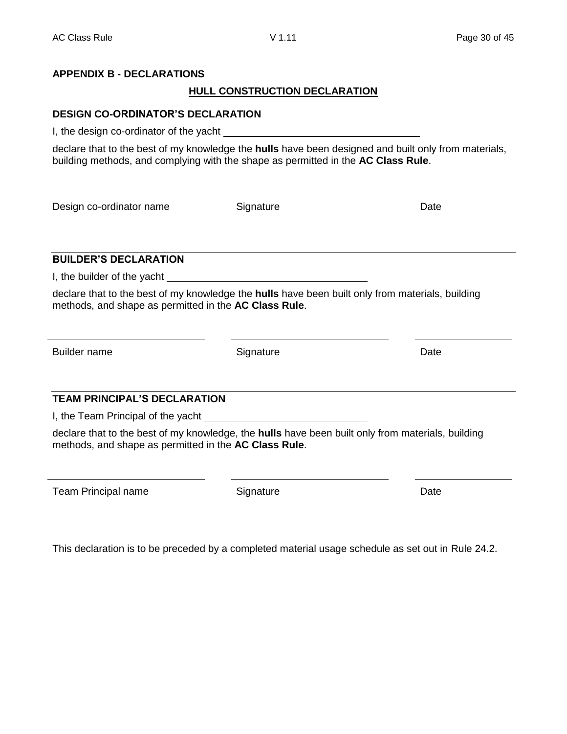## APPENDIX B - DECLARATIONS

### HULL CONSTRUCTION DECLARATION

**DESIGN CO-ORDINATOR'S DECLARATION**

I, the design co-ordinator of the yacht ______________________________

declare that to the best of my knowledge the **hulls** have been designed and built only from materials, building methods, and complying with the shape as permitted in the **AC Class Rule**.

| ______________________ | ______________________ | ______________ |
|---|---|---|
| Design co-ordinator name | Signature | Date |

---

**BUILDER'S DECLARATION**

I, the builder of the yacht ______________________________

declare that to the best of my knowledge the **hulls** have been built only from materials, building methods, and shape as permitted in the **AC Class Rule**.

| ______________________ | ______________________ | ______________ |
|---|---|---|
| Builder name | Signature | Date |

---

**TEAM PRINCIPAL'S DECLARATION**

I, the Team Principal of the yacht ______________________________

declare that to the best of my knowledge, the **hulls** have been built only from materials, building methods, and shape as permitted in the **AC Class Rule**.

| ______________________ | ______________________ | ______________ |
|---|---|---|
| Team Principal name | Signature | Date |

This declaration is to be preceded by a completed material usage schedule as set out in Rule 24.2.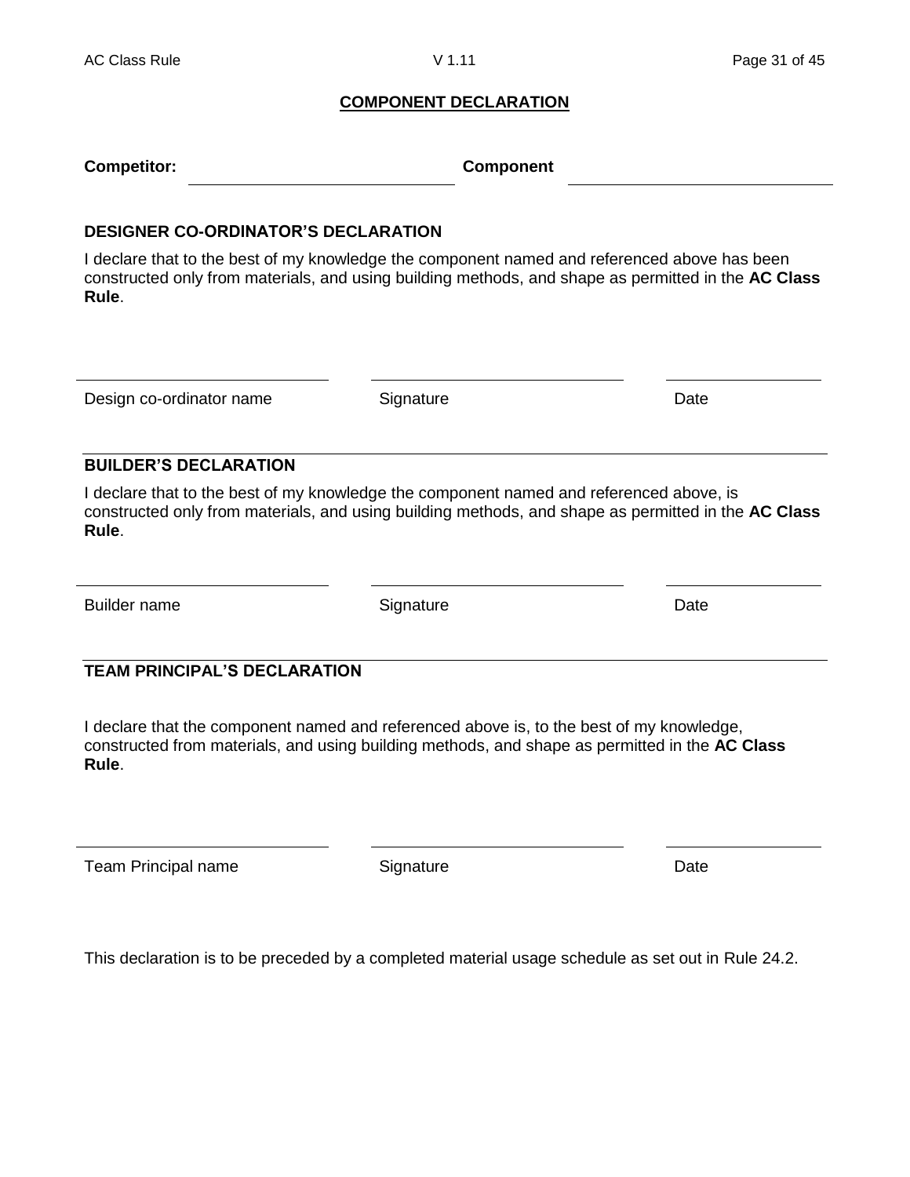## COMPONENT DECLARATION

**Competitor:** ______________________________ **Component** ______________________________

### DESIGNER CO-ORDINATOR'S DECLARATION

I declare that to the best of my knowledge the component named and referenced above has been constructed only from materials, and using building methods, and shape as permitted in the **AC Class Rule**.

| ______________________ | ______________________ | ______________ |
|---|---|---|
| Design co-ordinator name | Signature | Date |

### BUILDER'S DECLARATION

I declare that to the best of my knowledge the component named and referenced above, is constructed only from materials, and using building methods, and shape as permitted in the **AC Class Rule**.

| ______________________ | ______________________ | ______________ |
|---|---|---|
| Builder name | Signature | Date |

### TEAM PRINCIPAL'S DECLARATION

I declare that the component named and referenced above is, to the best of my knowledge, constructed from materials, and using building methods, and shape as permitted in the **AC Class Rule**.

| ______________________ | ______________________ | ______________ |
|---|---|---|
| Team Principal name | Signature | Date |

This declaration is to be preceded by a completed material usage schedule as set out in Rule 24.2.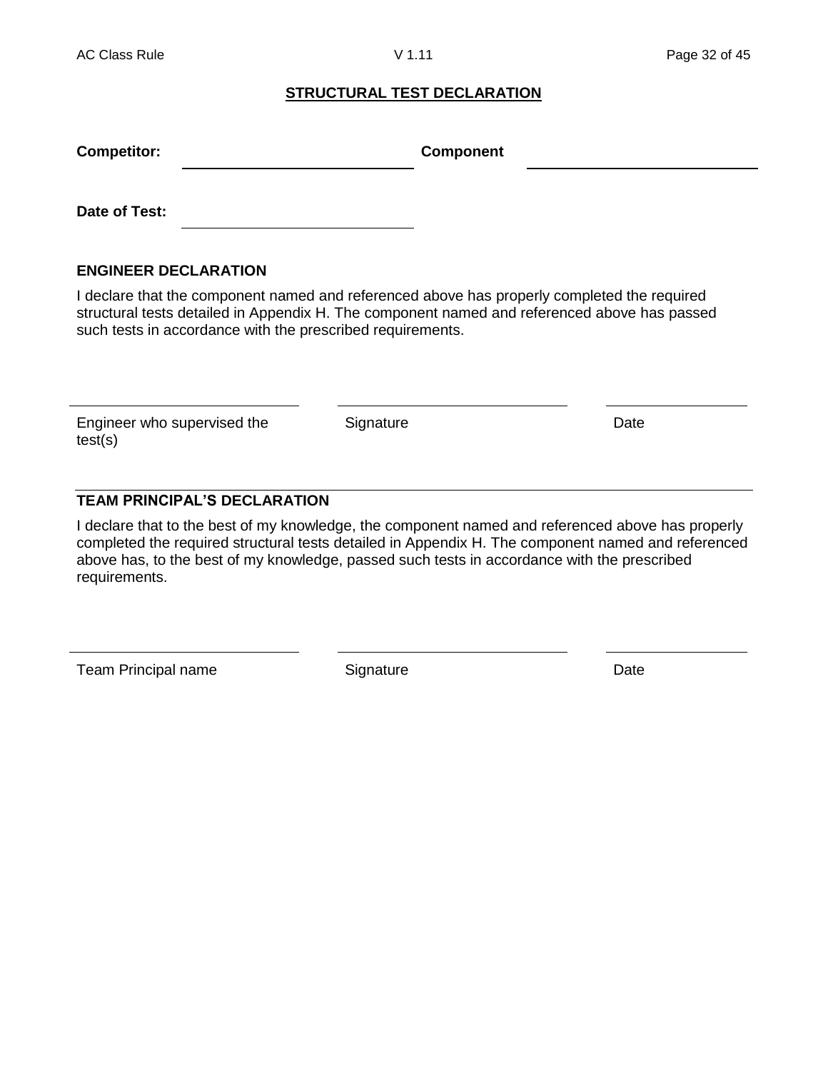## STRUCTURAL TEST DECLARATION

**Competitor:** ______________________ **Component** ______________________

**Date of Test:** ______________________

### ENGINEER DECLARATION

I declare that the component named and referenced above has properly completed the required structural tests detailed in Appendix H. The component named and referenced above has passed such tests in accordance with the prescribed requirements.

| ______________________ | ______________________ | ______________ |
|---|---|---|
| Engineer who supervised the test(s) | Signature | Date |

### TEAM PRINCIPAL'S DECLARATION

I declare that to the best of my knowledge, the component named and referenced above has properly completed the required structural tests detailed in Appendix H. The component named and referenced above has, to the best of my knowledge, passed such tests in accordance with the prescribed requirements.

| ______________________ | ______________________ | ______________ |
|---|---|---|
| Team Principal name | Signature | Date |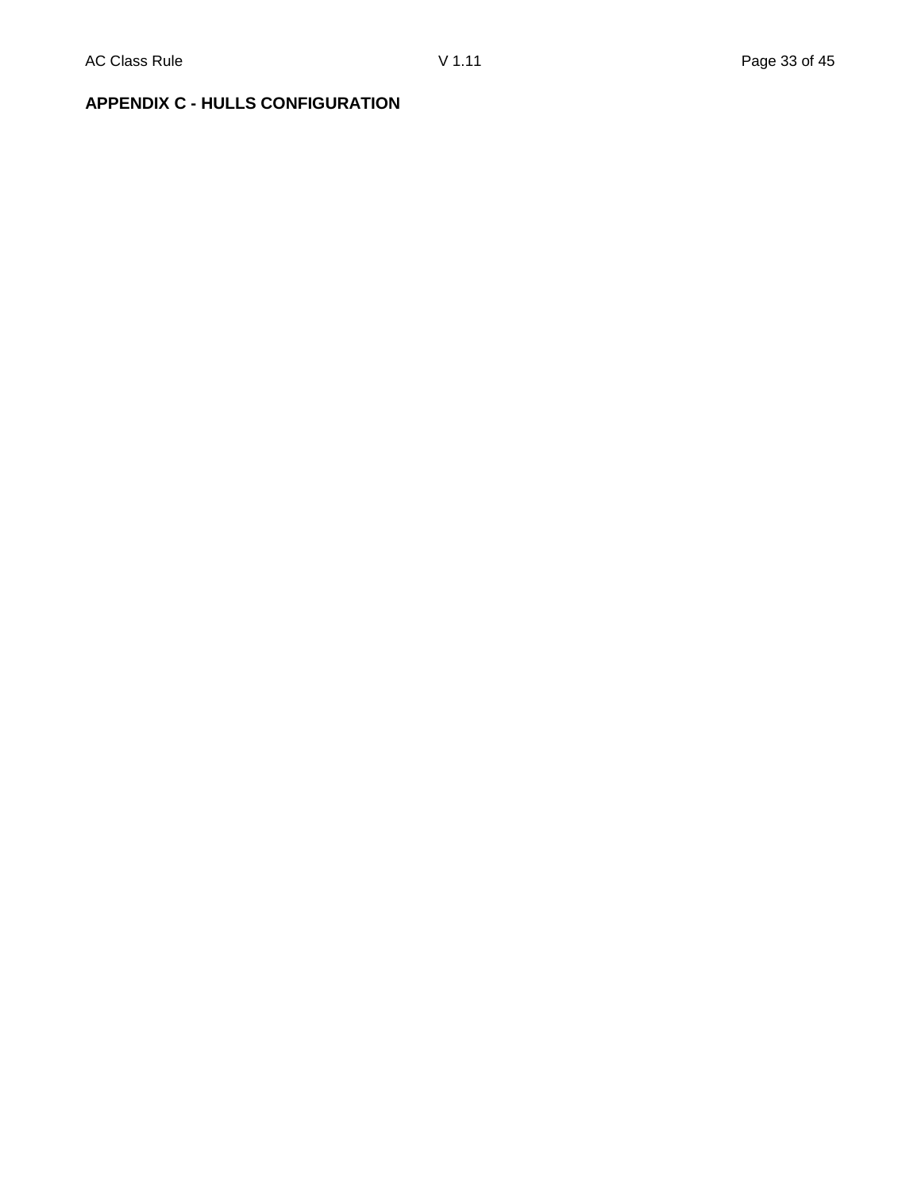**APPENDIX C - HULLS CONFIGURATION**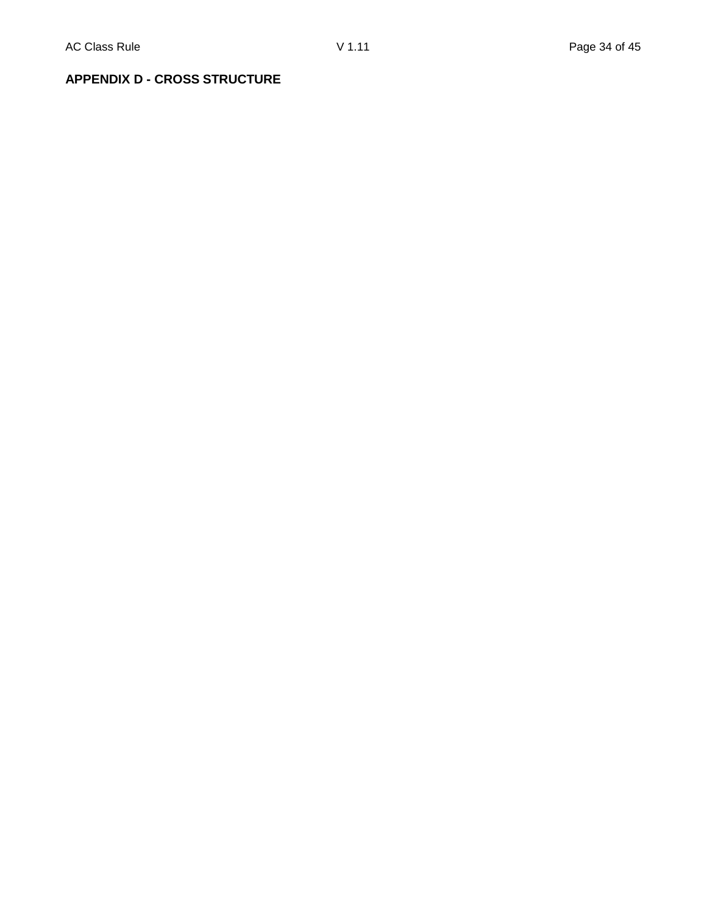## APPENDIX D - CROSS STRUCTURE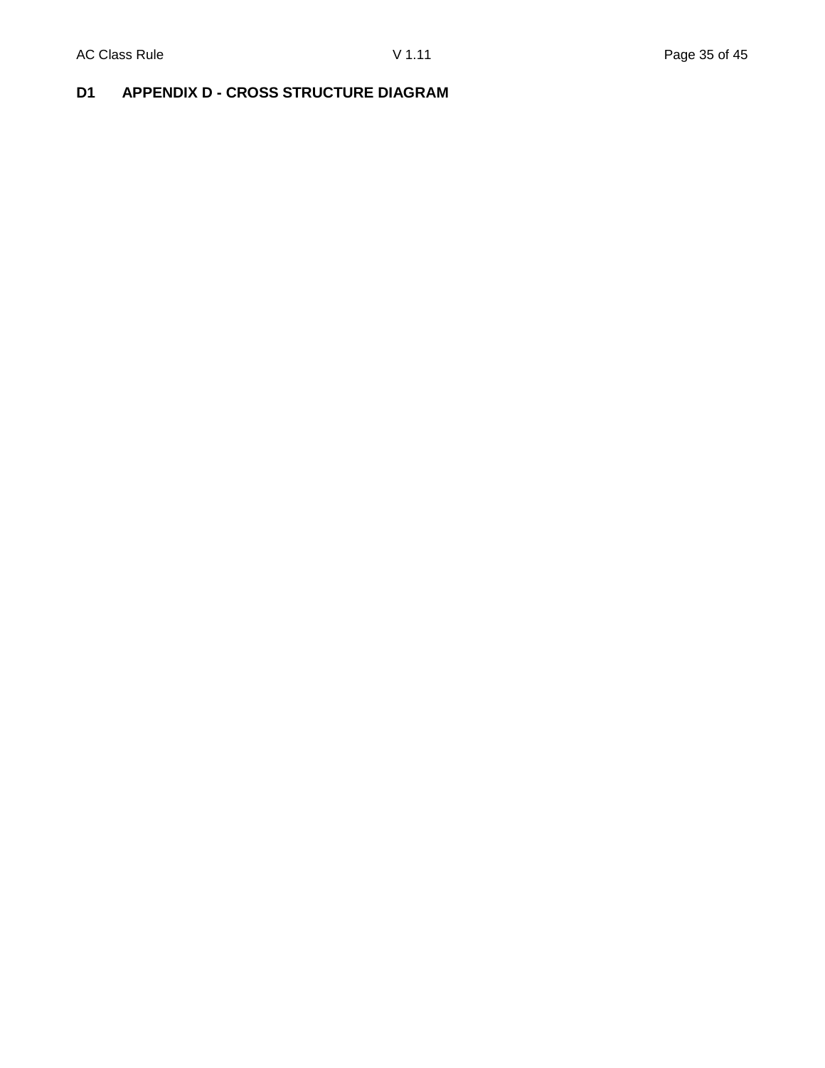# D1 APPENDIX D - CROSS STRUCTURE DIAGRAM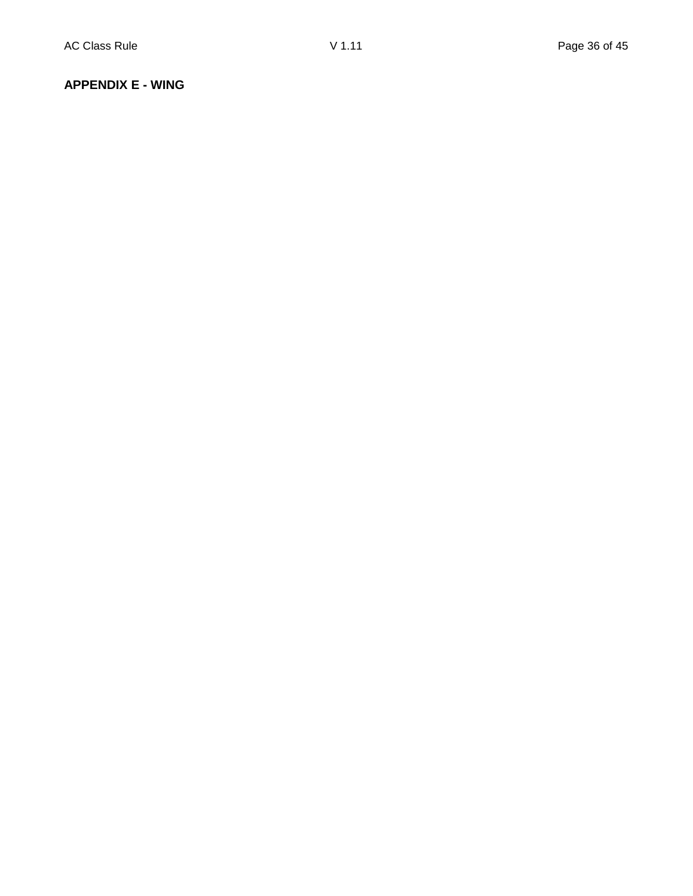**APPENDIX E - WING**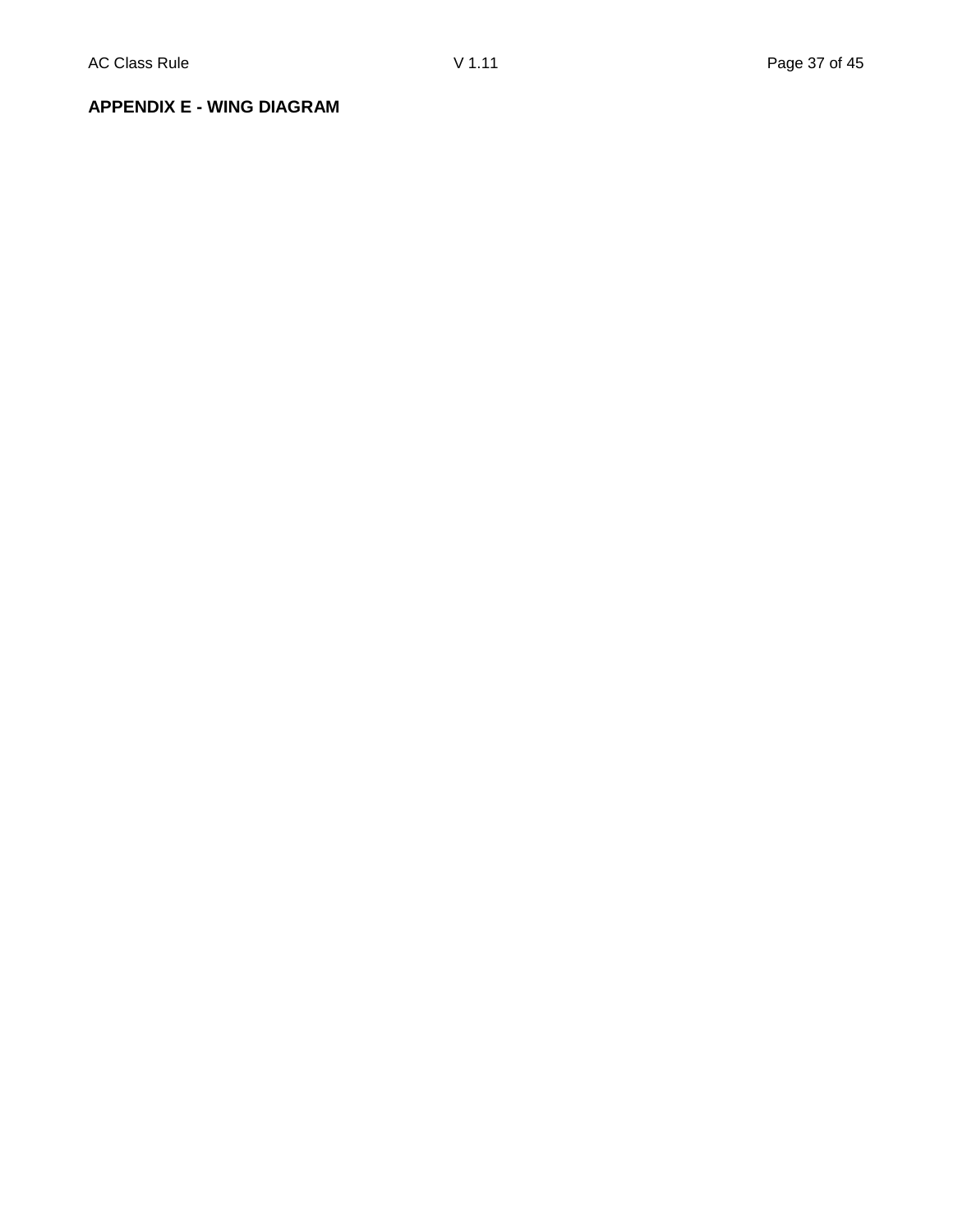## APPENDIX E - WING DIAGRAM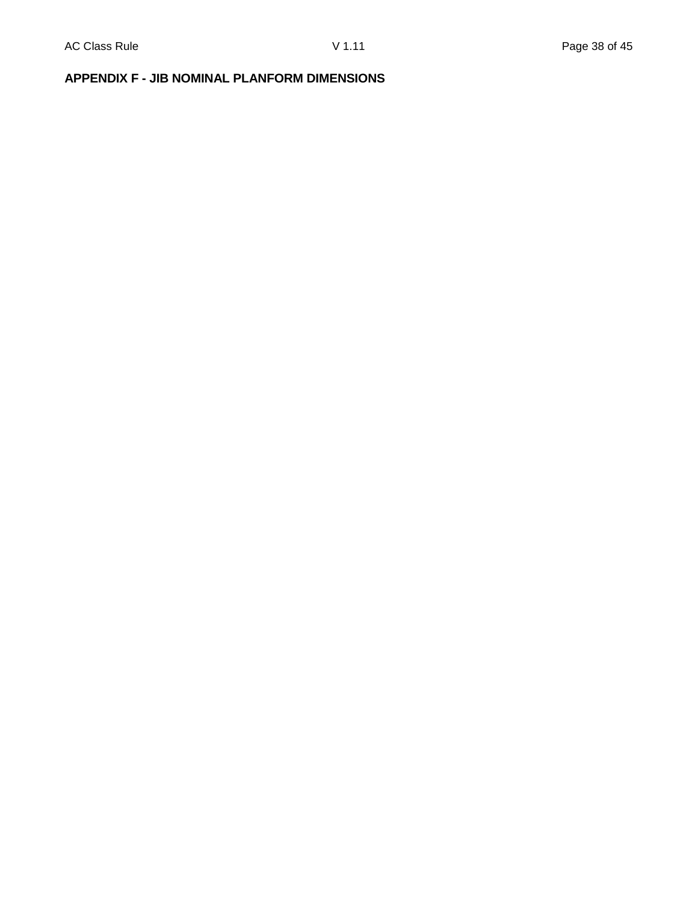## APPENDIX F - JIB NOMINAL PLANFORM DIMENSIONS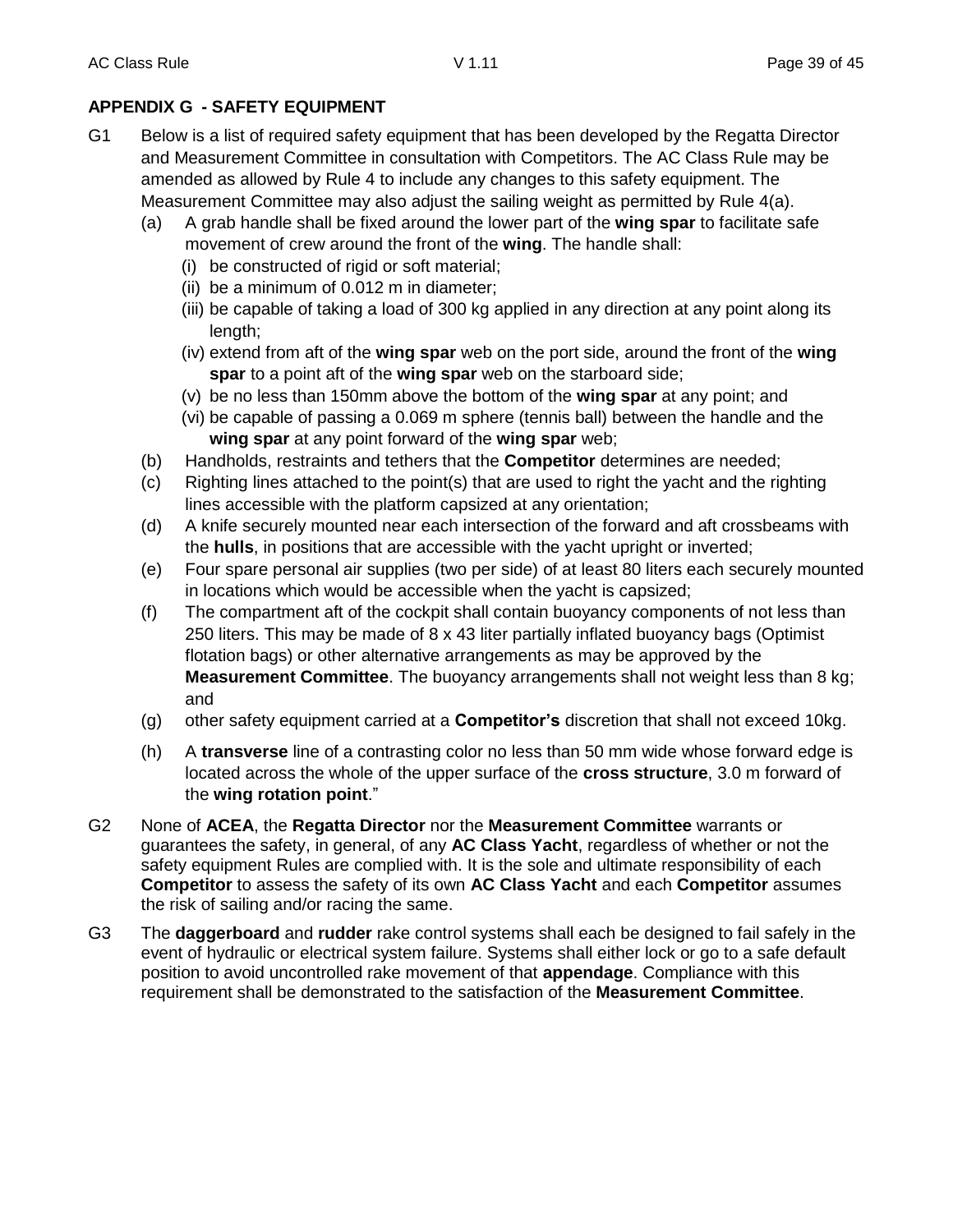## APPENDIX G - SAFETY EQUIPMENT

G1 Below is a list of required safety equipment that has been developed by the Regatta Director and Measurement Committee in consultation with Competitors. The AC Class Rule may be amended as allowed by Rule 4 to include any changes to this safety equipment. The Measurement Committee may also adjust the sailing weight as permitted by Rule 4(a).

- (a) A grab handle shall be fixed around the lower part of the **wing spar** to facilitate safe movement of crew around the front of the **wing**. The handle shall:
  - (i) be constructed of rigid or soft material;
  - (ii) be a minimum of 0.012 m in diameter;
  - (iii) be capable of taking a load of 300 kg applied in any direction at any point along its length;
  - (iv) extend from aft of the **wing spar** web on the port side, around the front of the **wing spar** to a point aft of the **wing spar** web on the starboard side;
  - (v) be no less than 150mm above the bottom of the **wing spar** at any point; and
  - (vi) be capable of passing a 0.069 m sphere (tennis ball) between the handle and the **wing spar** at any point forward of the **wing spar** web;
- (b) Handholds, restraints and tethers that the **Competitor** determines are needed;
- (c) Righting lines attached to the point(s) that are used to right the yacht and the righting lines accessible with the platform capsized at any orientation;
- (d) A knife securely mounted near each intersection of the forward and aft crossbeams with the **hulls**, in positions that are accessible with the yacht upright or inverted;
- (e) Four spare personal air supplies (two per side) of at least 80 liters each securely mounted in locations which would be accessible when the yacht is capsized;
- (f) The compartment aft of the cockpit shall contain buoyancy components of not less than 250 liters. This may be made of 8 x 43 liter partially inflated buoyancy bags (Optimist flotation bags) or other alternative arrangements as may be approved by the **Measurement Committee**. The buoyancy arrangements shall not weight less than 8 kg; and
- (g) other safety equipment carried at a **Competitor's** discretion that shall not exceed 10kg.
- (h) A **transverse** line of a contrasting color no less than 50 mm wide whose forward edge is located across the whole of the upper surface of the **cross structure**, 3.0 m forward of the **wing rotation point**."

G2 None of **ACEA**, the **Regatta Director** nor the **Measurement Committee** warrants or guarantees the safety, in general, of any **AC Class Yacht**, regardless of whether or not the safety equipment Rules are complied with. It is the sole and ultimate responsibility of each **Competitor** to assess the safety of its own **AC Class Yacht** and each **Competitor** assumes the risk of sailing and/or racing the same.

G3 The **daggerboard** and **rudder** rake control systems shall each be designed to fail safely in the event of hydraulic or electrical system failure. Systems shall either lock or go to a safe default position to avoid uncontrolled rake movement of that **appendage**. Compliance with this requirement shall be demonstrated to the satisfaction of the **Measurement Committee**.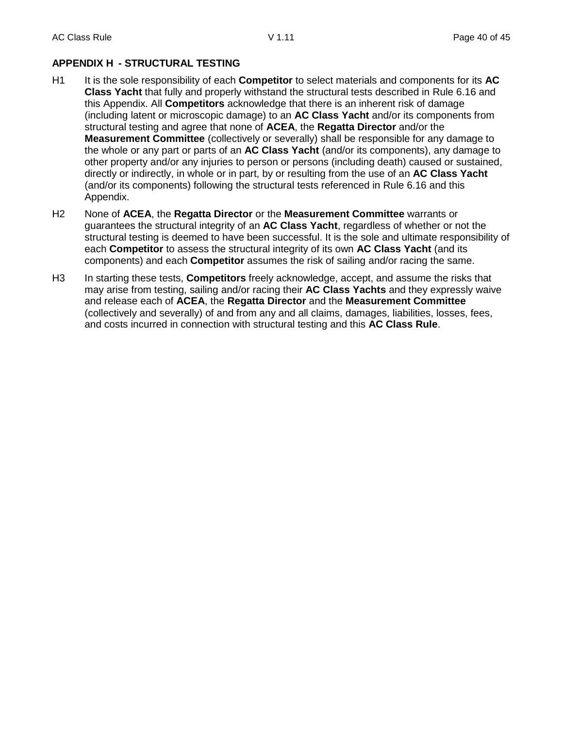## APPENDIX H - STRUCTURAL TESTING

H1 It is the sole responsibility of each **Competitor** to select materials and components for its **AC Class Yacht** that fully and properly withstand the structural tests described in Rule 6.16 and this Appendix. All **Competitors** acknowledge that there is an inherent risk of damage (including latent or microscopic damage) to an **AC Class Yacht** and/or its components from structural testing and agree that none of **ACEA**, the **Regatta Director** and/or the **Measurement Committee** (collectively or severally) shall be responsible for any damage to the whole or any part or parts of an **AC Class Yacht** (and/or its components), any damage to other property and/or any injuries to person or persons (including death) caused or sustained, directly or indirectly, in whole or in part, by or resulting from the use of an **AC Class Yacht** (and/or its components) following the structural tests referenced in Rule 6.16 and this Appendix.

H2 None of **ACEA**, the **Regatta Director** or the **Measurement Committee** warrants or guarantees the structural integrity of an **AC Class Yacht**, regardless of whether or not the structural testing is deemed to have been successful. It is the sole and ultimate responsibility of each **Competitor** to assess the structural integrity of its own **AC Class Yacht** (and its components) and each **Competitor** assumes the risk of sailing and/or racing the same.

H3 In starting these tests, **Competitors** freely acknowledge, accept, and assume the risks that may arise from testing, sailing and/or racing their **AC Class Yachts** and they expressly waive and release each of **ACEA**, the **Regatta Director** and the **Measurement Committee** (collectively and severally) of and from any and all claims, damages, liabilities, losses, fees, and costs incurred in connection with structural testing and this **AC Class Rule**.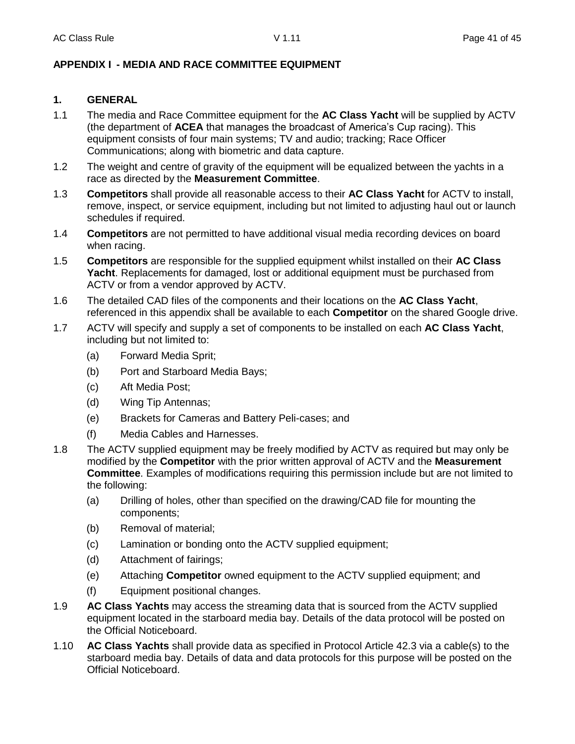## APPENDIX I - MEDIA AND RACE COMMITTEE EQUIPMENT

### 1. GENERAL

1.1 The media and Race Committee equipment for the **AC Class Yacht** will be supplied by ACTV (the department of **ACEA** that manages the broadcast of America's Cup racing). This equipment consists of four main systems; TV and audio; tracking; Race Officer Communications; along with biometric and data capture.

1.2 The weight and centre of gravity of the equipment will be equalized between the yachts in a race as directed by the **Measurement Committee**.

1.3 **Competitors** shall provide all reasonable access to their **AC Class Yacht** for ACTV to install, remove, inspect, or service equipment, including but not limited to adjusting haul out or launch schedules if required.

1.4 **Competitors** are not permitted to have additional visual media recording devices on board when racing.

1.5 **Competitors** are responsible for the supplied equipment whilst installed on their **AC Class Yacht**. Replacements for damaged, lost or additional equipment must be purchased from ACTV or from a vendor approved by ACTV.

1.6 The detailed CAD files of the components and their locations on the **AC Class Yacht**, referenced in this appendix shall be available to each **Competitor** on the shared Google drive.

1.7 ACTV will specify and supply a set of components to be installed on each **AC Class Yacht**, including but not limited to:

- (a) Forward Media Sprit;
- (b) Port and Starboard Media Bays;
- (c) Aft Media Post;
- (d) Wing Tip Antennas;
- (e) Brackets for Cameras and Battery Peli-cases; and
- (f) Media Cables and Harnesses.

1.8 The ACTV supplied equipment may be freely modified by ACTV as required but may only be modified by the **Competitor** with the prior written approval of ACTV and the **Measurement Committee**. Examples of modifications requiring this permission include but are not limited to the following:

- (a) Drilling of holes, other than specified on the drawing/CAD file for mounting the components;
- (b) Removal of material;
- (c) Lamination or bonding onto the ACTV supplied equipment;
- (d) Attachment of fairings;
- (e) Attaching **Competitor** owned equipment to the ACTV supplied equipment; and
- (f) Equipment positional changes.

1.9 **AC Class Yachts** may access the streaming data that is sourced from the ACTV supplied equipment located in the starboard media bay. Details of the data protocol will be posted on the Official Noticeboard.

1.10 **AC Class Yachts** shall provide data as specified in Protocol Article 42.3 via a cable(s) to the starboard media bay. Details of data and data protocols for this purpose will be posted on the Official Noticeboard.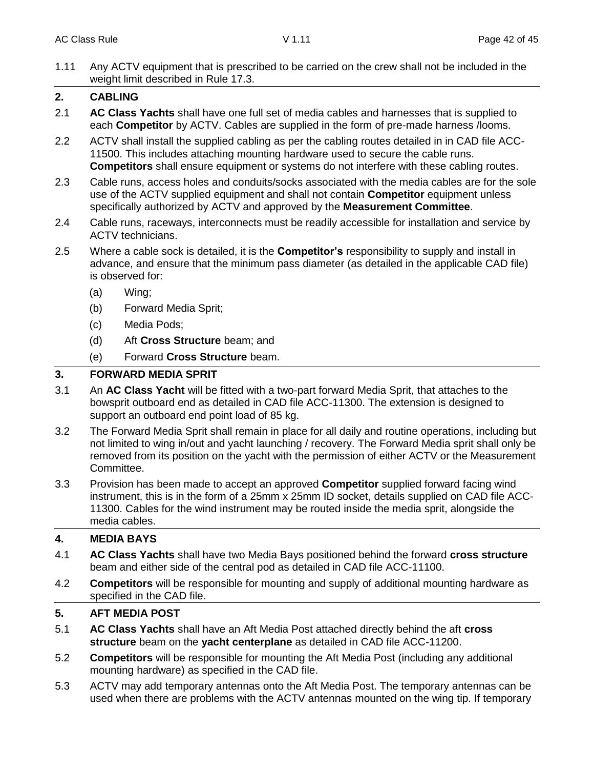1.11 Any ACTV equipment that is prescribed to be carried on the crew shall not be included in the weight limit described in Rule 17.3.

## 2. CABLING

2.1 **AC Class Yachts** shall have one full set of media cables and harnesses that is supplied to each **Competitor** by ACTV. Cables are supplied in the form of pre-made harness /looms.

2.2 ACTV shall install the supplied cabling as per the cabling routes detailed in in CAD file ACC-11500. This includes attaching mounting hardware used to secure the cable runs. **Competitors** shall ensure equipment or systems do not interfere with these cabling routes.

2.3 Cable runs, access holes and conduits/socks associated with the media cables are for the sole use of the ACTV supplied equipment and shall not contain **Competitor** equipment unless specifically authorized by ACTV and approved by the **Measurement Committee**.

2.4 Cable runs, raceways, interconnects must be readily accessible for installation and service by ACTV technicians.

2.5 Where a cable sock is detailed, it is the **Competitor's** responsibility to supply and install in advance, and ensure that the minimum pass diameter (as detailed in the applicable CAD file) is observed for:

- (a) Wing;
- (b) Forward Media Sprit;
- (c) Media Pods;
- (d) Aft **Cross Structure** beam; and
- (e) Forward **Cross Structure** beam.

## 3. FORWARD MEDIA SPRIT

3.1 An **AC Class Yacht** will be fitted with a two-part forward Media Sprit, that attaches to the bowsprit outboard end as detailed in CAD file ACC-11300. The extension is designed to support an outboard end point load of 85 kg.

3.2 The Forward Media Sprit shall remain in place for all daily and routine operations, including but not limited to wing in/out and yacht launching / recovery. The Forward Media sprit shall only be removed from its position on the yacht with the permission of either ACTV or the Measurement Committee.

3.3 Provision has been made to accept an approved **Competitor** supplied forward facing wind instrument, this is in the form of a 25mm x 25mm ID socket, details supplied on CAD file ACC-11300. Cables for the wind instrument may be routed inside the media sprit, alongside the media cables.

## 4. MEDIA BAYS

4.1 **AC Class Yachts** shall have two Media Bays positioned behind the forward **cross structure** beam and either side of the central pod as detailed in CAD file ACC-11100.

4.2 **Competitors** will be responsible for mounting and supply of additional mounting hardware as specified in the CAD file.

## 5. AFT MEDIA POST

5.1 **AC Class Yachts** shall have an Aft Media Post attached directly behind the aft **cross structure** beam on the **yacht centerplane** as detailed in CAD file ACC-11200.

5.2 **Competitors** will be responsible for mounting the Aft Media Post (including any additional mounting hardware) as specified in the CAD file.

5.3 ACTV may add temporary antennas onto the Aft Media Post. The temporary antennas can be used when there are problems with the ACTV antennas mounted on the wing tip. If temporary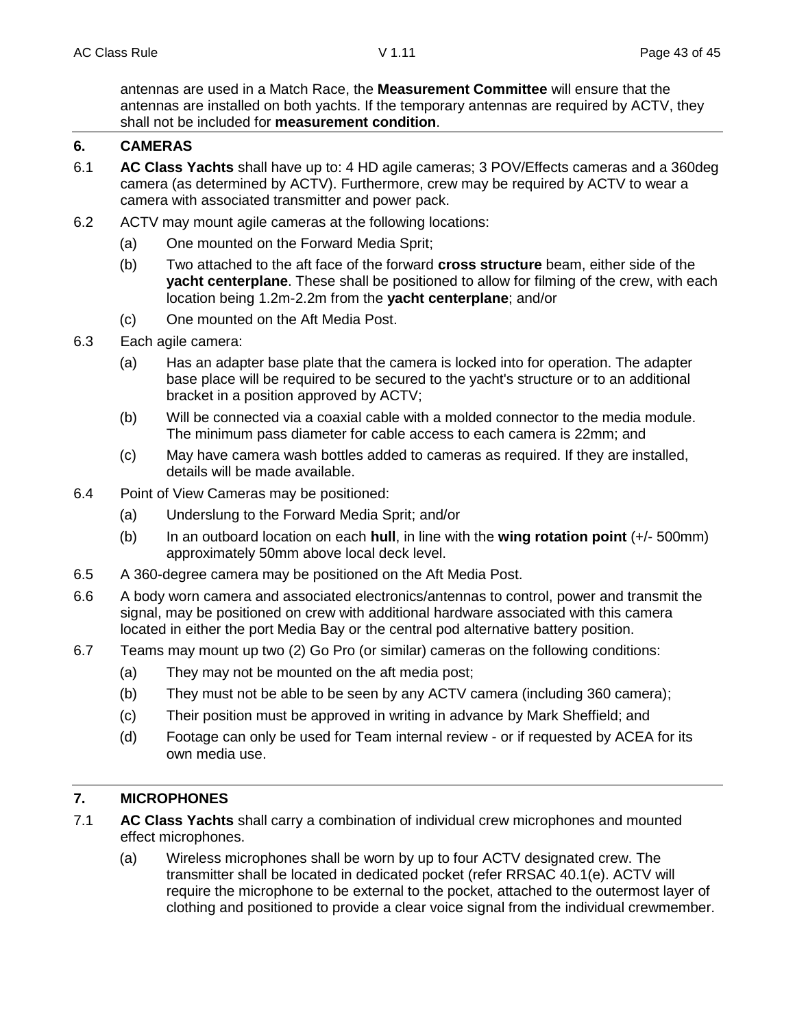antennas are used in a Match Race, the **Measurement Committee** will ensure that the antennas are installed on both yachts. If the temporary antennas are required by ACTV, they shall not be included for **measurement condition**.

## 6. CAMERAS

6.1 **AC Class Yachts** shall have up to: 4 HD agile cameras; 3 POV/Effects cameras and a 360deg camera (as determined by ACTV). Furthermore, crew may be required by ACTV to wear a camera with associated transmitter and power pack.

6.2 ACTV may mount agile cameras at the following locations:

- (a) One mounted on the Forward Media Sprit;
- (b) Two attached to the aft face of the forward **cross structure** beam, either side of the **yacht centerplane**. These shall be positioned to allow for filming of the crew, with each location being 1.2m-2.2m from the **yacht centerplane**; and/or
- (c) One mounted on the Aft Media Post.

6.3 Each agile camera:

- (a) Has an adapter base plate that the camera is locked into for operation. The adapter base place will be required to be secured to the yacht's structure or to an additional bracket in a position approved by ACTV;
- (b) Will be connected via a coaxial cable with a molded connector to the media module. The minimum pass diameter for cable access to each camera is 22mm; and
- (c) May have camera wash bottles added to cameras as required. If they are installed, details will be made available.

6.4 Point of View Cameras may be positioned:

- (a) Underslung to the Forward Media Sprit; and/or
- (b) In an outboard location on each **hull**, in line with the **wing rotation point** (+/- 500mm) approximately 50mm above local deck level.

6.5 A 360-degree camera may be positioned on the Aft Media Post.

6.6 A body worn camera and associated electronics/antennas to control, power and transmit the signal, may be positioned on crew with additional hardware associated with this camera located in either the port Media Bay or the central pod alternative battery position.

6.7 Teams may mount up two (2) Go Pro (or similar) cameras on the following conditions:

- (a) They may not be mounted on the aft media post;
- (b) They must not be able to be seen by any ACTV camera (including 360 camera);
- (c) Their position must be approved in writing in advance by Mark Sheffield; and
- (d) Footage can only be used for Team internal review - or if requested by ACEA for its own media use.

## 7. MICROPHONES

7.1 **AC Class Yachts** shall carry a combination of individual crew microphones and mounted effect microphones.

- (a) Wireless microphones shall be worn by up to four ACTV designated crew. The transmitter shall be located in dedicated pocket (refer RRSAC 40.1(e). ACTV will require the microphone to be external to the pocket, attached to the outermost layer of clothing and positioned to provide a clear voice signal from the individual crewmember.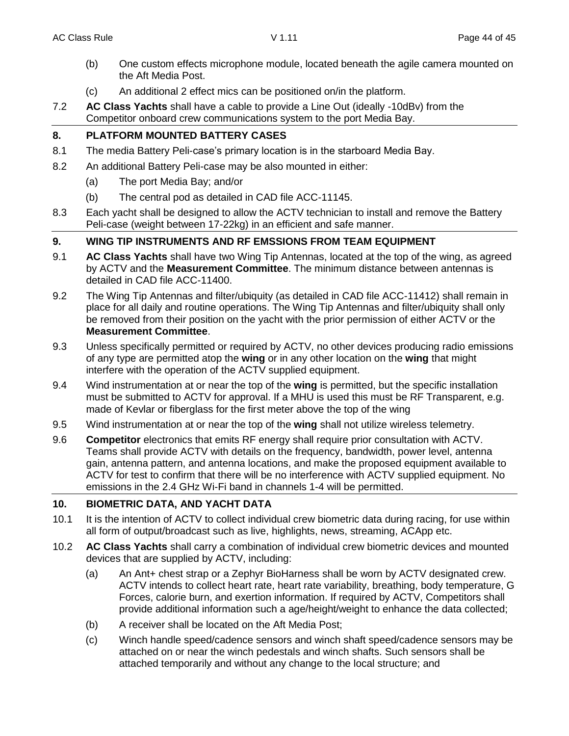(b) One custom effects microphone module, located beneath the agile camera mounted on the Aft Media Post.

(c) An additional 2 effect mics can be positioned on/in the platform.

7.2 **AC Class Yachts** shall have a cable to provide a Line Out (ideally -10dBv) from the Competitor onboard crew communications system to the port Media Bay.

## 8. PLATFORM MOUNTED BATTERY CASES

8.1 The media Battery Peli-case's primary location is in the starboard Media Bay.

8.2 An additional Battery Peli-case may be also mounted in either:

(a) The port Media Bay; and/or

(b) The central pod as detailed in CAD file ACC-11145.

8.3 Each yacht shall be designed to allow the ACTV technician to install and remove the Battery Peli-case (weight between 17-22kg) in an efficient and safe manner.

## 9. WING TIP INSTRUMENTS AND RF EMSSIONS FROM TEAM EQUIPMENT

9.1 **AC Class Yachts** shall have two Wing Tip Antennas, located at the top of the wing, as agreed by ACTV and the **Measurement Committee**. The minimum distance between antennas is detailed in CAD file ACC-11400.

9.2 The Wing Tip Antennas and filter/ubiquity (as detailed in CAD file ACC-11412) shall remain in place for all daily and routine operations. The Wing Tip Antennas and filter/ubiquity shall only be removed from their position on the yacht with the prior permission of either ACTV or the **Measurement Committee**.

9.3 Unless specifically permitted or required by ACTV, no other devices producing radio emissions of any type are permitted atop the **wing** or in any other location on the **wing** that might interfere with the operation of the ACTV supplied equipment.

9.4 Wind instrumentation at or near the top of the **wing** is permitted, but the specific installation must be submitted to ACTV for approval. If a MHU is used this must be RF Transparent, e.g. made of Kevlar or fiberglass for the first meter above the top of the wing

9.5 Wind instrumentation at or near the top of the **wing** shall not utilize wireless telemetry.

9.6 **Competitor** electronics that emits RF energy shall require prior consultation with ACTV. Teams shall provide ACTV with details on the frequency, bandwidth, power level, antenna gain, antenna pattern, and antenna locations, and make the proposed equipment available to ACTV for test to confirm that there will be no interference with ACTV supplied equipment. No emissions in the 2.4 GHz Wi-Fi band in channels 1-4 will be permitted.

## 10. BIOMETRIC DATA, AND YACHT DATA

10.1 It is the intention of ACTV to collect individual crew biometric data during racing, for use within all form of output/broadcast such as live, highlights, news, streaming, ACApp etc.

10.2 **AC Class Yachts** shall carry a combination of individual crew biometric devices and mounted devices that are supplied by ACTV, including:

(a) An Ant+ chest strap or a Zephyr BioHarness shall be worn by ACTV designated crew. ACTV intends to collect heart rate, heart rate variability, breathing, body temperature, G Forces, calorie burn, and exertion information. If required by ACTV, Competitors shall provide additional information such a age/height/weight to enhance the data collected;

(b) A receiver shall be located on the Aft Media Post;

(c) Winch handle speed/cadence sensors and winch shaft speed/cadence sensors may be attached on or near the winch pedestals and winch shafts. Such sensors shall be attached temporarily and without any change to the local structure; and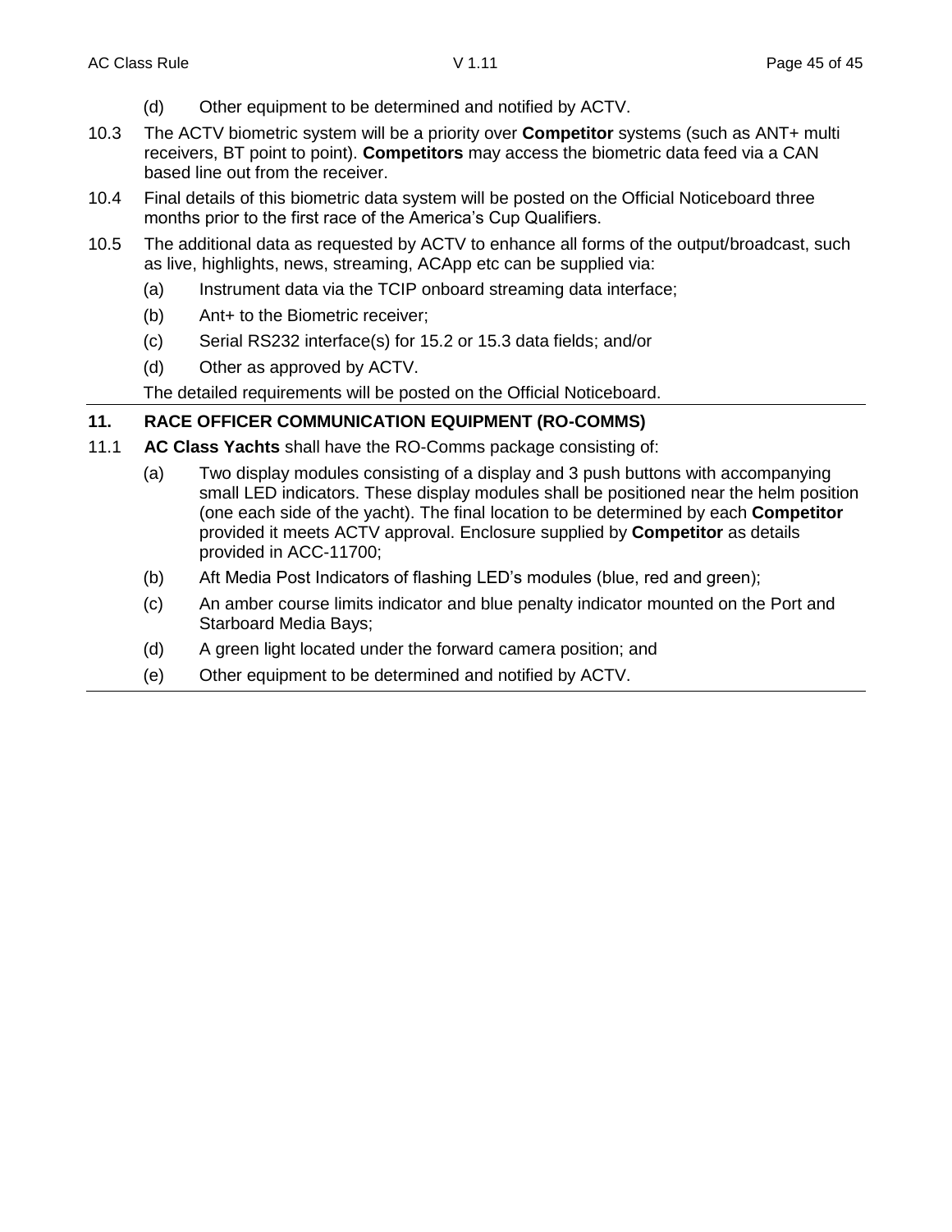(d) Other equipment to be determined and notified by ACTV.

10.3 The ACTV biometric system will be a priority over **Competitor** systems (such as ANT+ multi receivers, BT point to point). **Competitors** may access the biometric data feed via a CAN based line out from the receiver.

10.4 Final details of this biometric data system will be posted on the Official Noticeboard three months prior to the first race of the America's Cup Qualifiers.

10.5 The additional data as requested by ACTV to enhance all forms of the output/broadcast, such as live, highlights, news, streaming, ACApp etc can be supplied via:

(a) Instrument data via the TCIP onboard streaming data interface;

(b) Ant+ to the Biometric receiver;

(c) Serial RS232 interface(s) for 15.2 or 15.3 data fields; and/or

(d) Other as approved by ACTV.

The detailed requirements will be posted on the Official Noticeboard.

## 11. RACE OFFICER COMMUNICATION EQUIPMENT (RO-COMMS)

11.1 **AC Class Yachts** shall have the RO-Comms package consisting of:

(a) Two display modules consisting of a display and 3 push buttons with accompanying small LED indicators. These display modules shall be positioned near the helm position (one each side of the yacht). The final location to be determined by each **Competitor** provided it meets ACTV approval. Enclosure supplied by **Competitor** as details provided in ACC-11700;

(b) Aft Media Post Indicators of flashing LED's modules (blue, red and green);

(c) An amber course limits indicator and blue penalty indicator mounted on the Port and Starboard Media Bays;

(d) A green light located under the forward camera position; and

(e) Other equipment to be determined and notified by ACTV.